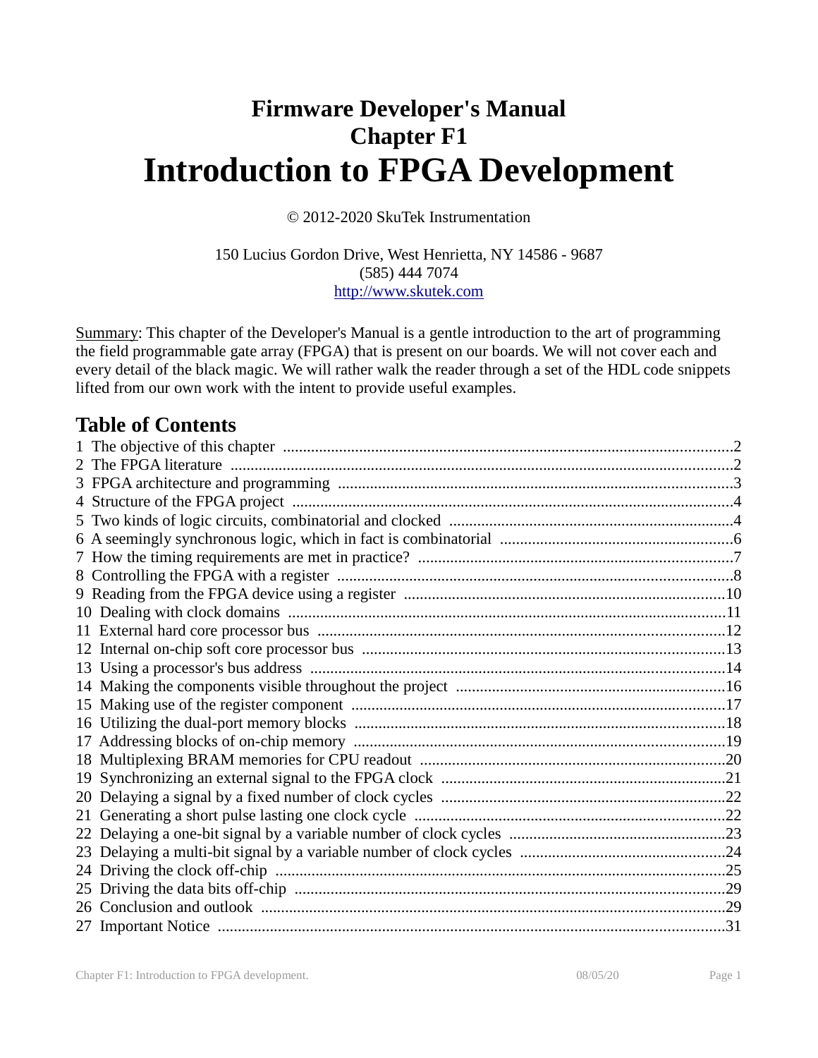# Firmware Developer's Manual
# Chapter F1
# Introduction to FPGA Development

© 2012-2020 SkuTek Instrumentation

150 Lucius Gordon Drive, West Henrietta, NY 14586 - 9687
(585) 444 7074
http://www.skutek.com

Summary: This chapter of the Developer's Manual is a gentle introduction to the art of programming the field programmable gate array (FPGA) that is present on our boards. We will not cover each and every detail of the black magic. We will rather walk the reader through a set of the HDL code snippets lifted from our own work with the intent to provide useful examples.

## Table of Contents

1 The objective of this chapter ....... 2
2 The FPGA literature ....... 2
3 FPGA architecture and programming ....... 3
4 Structure of the FPGA project ....... 4
5 Two kinds of logic circuits, combinatorial and clocked ....... 4
6 A seemingly synchronous logic, which in fact is combinatorial ....... 6
7 How the timing requirements are met in practice? ....... 7
8 Controlling the FPGA with a register ....... 8
9 Reading from the FPGA device using a register ....... 10
10 Dealing with clock domains ....... 11
11 External hard core processor bus ....... 12
12 Internal on-chip soft core processor bus ....... 13
13 Using a processor's bus address ....... 14
14 Making the components visible throughout the project ....... 16
15 Making use of the register component ....... 17
16 Utilizing the dual-port memory blocks ....... 18
17 Addressing blocks of on-chip memory ....... 19
18 Multiplexing BRAM memories for CPU readout ....... 20
19 Synchronizing an external signal to the FPGA clock ....... 21
20 Delaying a signal by a fixed number of clock cycles ....... 22
21 Generating a short pulse lasting one clock cycle ....... 22
22 Delaying a one-bit signal by a variable number of clock cycles ....... 23
23 Delaying a multi-bit signal by a variable number of clock cycles ....... 24
24 Driving the clock off-chip ....... 25
25 Driving the data bits off-chip ....... 29
26 Conclusion and outlook ....... 29
27 Important Notice ....... 31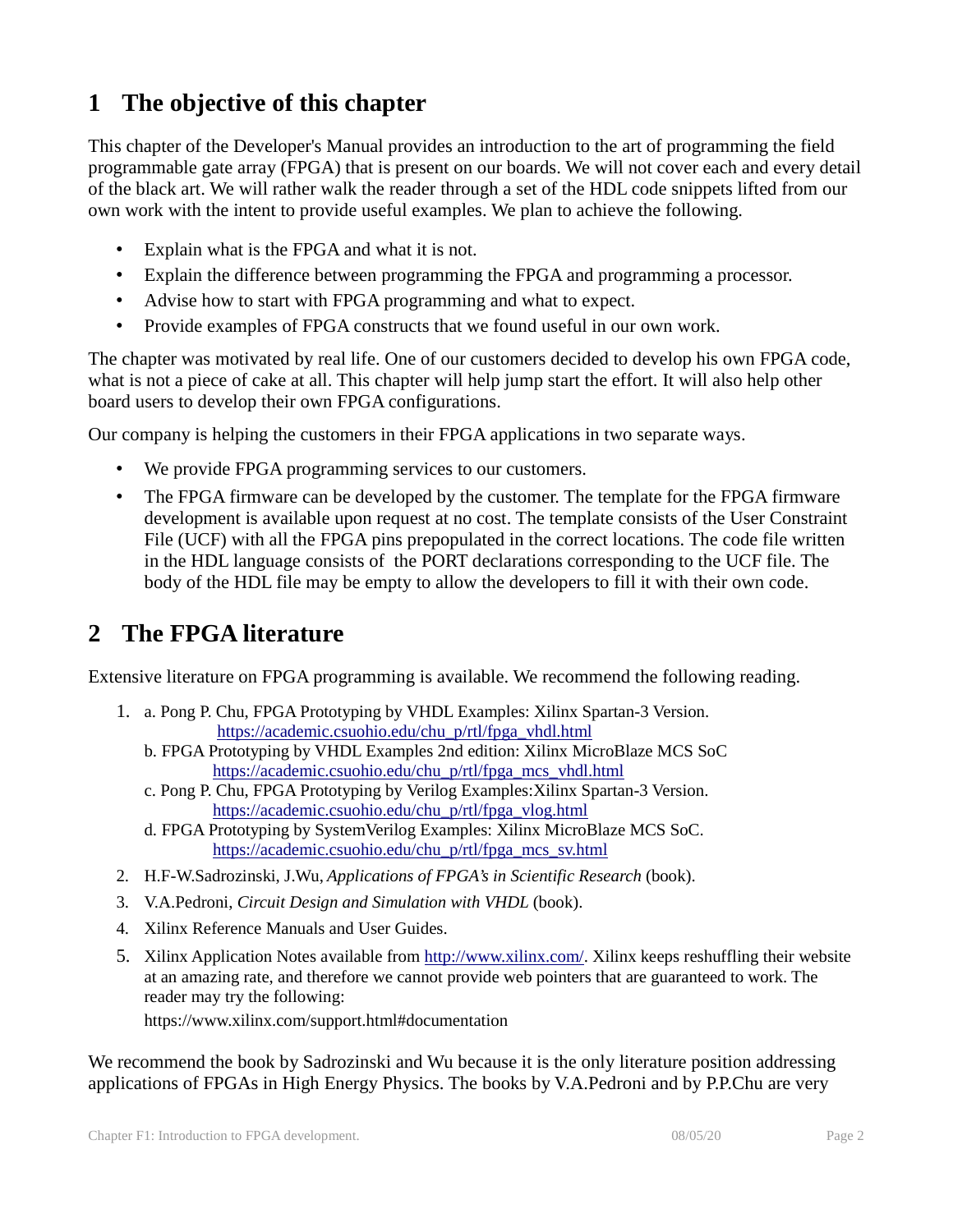# 1 The objective of this chapter

This chapter of the Developer's Manual provides an introduction to the art of programming the field programmable gate array (FPGA) that is present on our boards. We will not cover each and every detail of the black art. We will rather walk the reader through a set of the HDL code snippets lifted from our own work with the intent to provide useful examples. We plan to achieve the following.

- Explain what is the FPGA and what it is not.
- Explain the difference between programming the FPGA and programming a processor.
- Advise how to start with FPGA programming and what to expect.
- Provide examples of FPGA constructs that we found useful in our own work.

The chapter was motivated by real life. One of our customers decided to develop his own FPGA code, what is not a piece of cake at all. This chapter will help jump start the effort. It will also help other board users to develop their own FPGA configurations.

Our company is helping the customers in their FPGA applications in two separate ways.

- We provide FPGA programming services to our customers.
- The FPGA firmware can be developed by the customer. The template for the FPGA firmware development is available upon request at no cost. The template consists of the User Constraint File (UCF) with all the FPGA pins prepopulated in the correct locations. The code file written in the HDL language consists of the PORT declarations corresponding to the UCF file. The body of the HDL file may be empty to allow the developers to fill it with their own code.

# 2 The FPGA literature

Extensive literature on FPGA programming is available. We recommend the following reading.

1. a. Pong P. Chu, FPGA Prototyping by VHDL Examples: Xilinx Spartan-3 Version.
   https://academic.csuohio.edu/chu_p/rtl/fpga_vhdl.html
   b. FPGA Prototyping by VHDL Examples 2nd edition: Xilinx MicroBlaze MCS SoC
   https://academic.csuohio.edu/chu_p/rtl/fpga_mcs_vhdl.html
   c. Pong P. Chu, FPGA Prototyping by Verilog Examples:Xilinx Spartan-3 Version.
   https://academic.csuohio.edu/chu_p/rtl/fpga_vlog.html
   d. FPGA Prototyping by SystemVerilog Examples: Xilinx MicroBlaze MCS SoC.
   https://academic.csuohio.edu/chu_p/rtl/fpga_mcs_sv.html
2. H.F-W.Sadrozinski, J.Wu, *Applications of FPGA's in Scientific Research* (book).
3. V.A.Pedroni, *Circuit Design and Simulation with VHDL* (book).
4. Xilinx Reference Manuals and User Guides.
5. Xilinx Application Notes available from http://www.xilinx.com/. Xilinx keeps reshuffling their website at an amazing rate, and therefore we cannot provide web pointers that are guaranteed to work. The reader may try the following:
   https://www.xilinx.com/support.html#documentation

We recommend the book by Sadrozinski and Wu because it is the only literature position addressing applications of FPGAs in High Energy Physics. The books by V.A.Pedroni and by P.P.Chu are very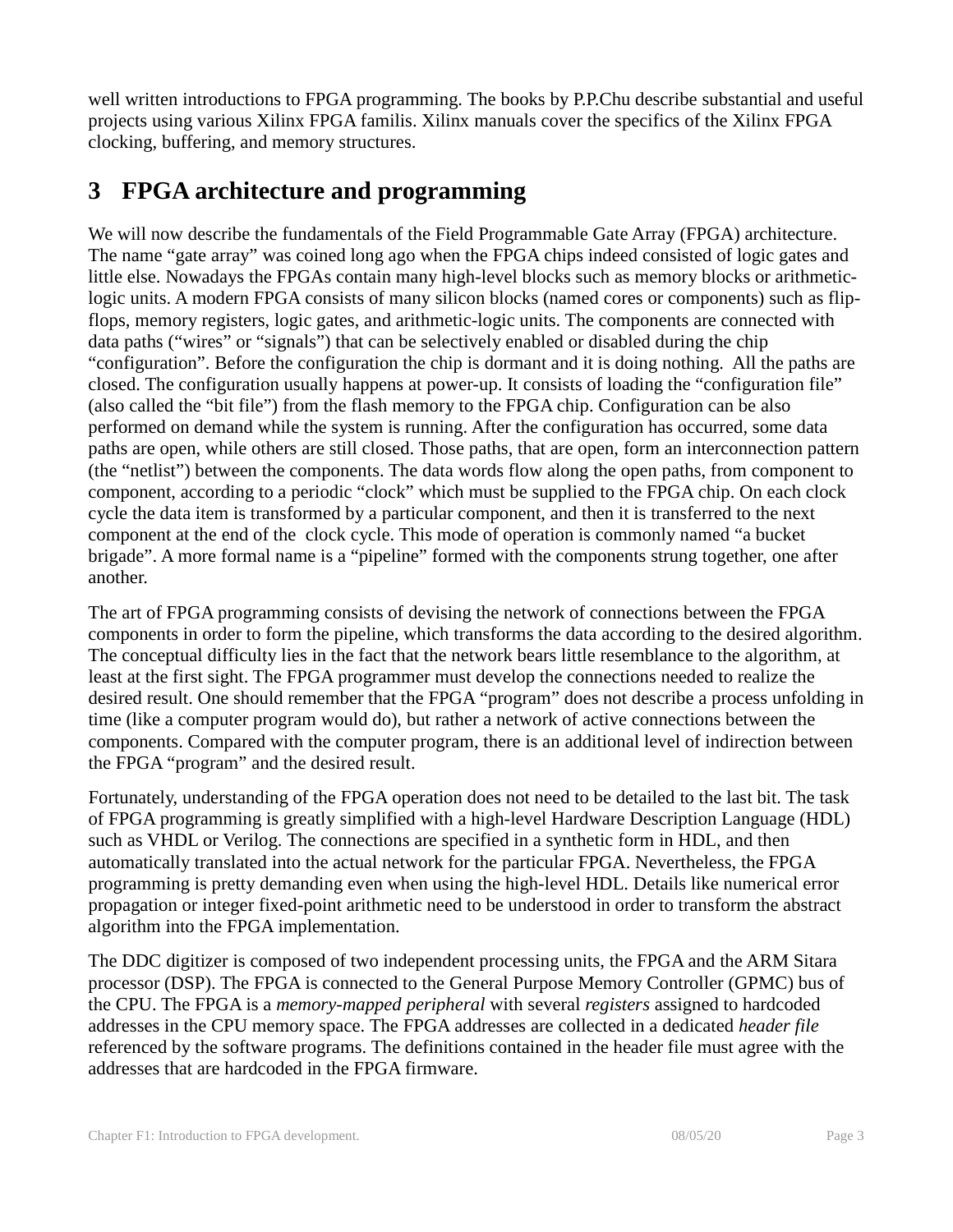well written introductions to FPGA programming. The books by P.P.Chu describe substantial and useful projects using various Xilinx FPGA familis. Xilinx manuals cover the specifics of the Xilinx FPGA clocking, buffering, and memory structures.

# 3 FPGA architecture and programming

We will now describe the fundamentals of the Field Programmable Gate Array (FPGA) architecture. The name "gate array" was coined long ago when the FPGA chips indeed consisted of logic gates and little else. Nowadays the FPGAs contain many high-level blocks such as memory blocks or arithmetic-logic units. A modern FPGA consists of many silicon blocks (named cores or components) such as flip-flops, memory registers, logic gates, and arithmetic-logic units. The components are connected with data paths ("wires" or "signals") that can be selectively enabled or disabled during the chip "configuration". Before the configuration the chip is dormant and it is doing nothing. All the paths are closed. The configuration usually happens at power-up. It consists of loading the "configuration file" (also called the "bit file") from the flash memory to the FPGA chip. Configuration can be also performed on demand while the system is running. After the configuration has occurred, some data paths are open, while others are still closed. Those paths, that are open, form an interconnection pattern (the "netlist") between the components. The data words flow along the open paths, from component to component, according to a periodic "clock" which must be supplied to the FPGA chip. On each clock cycle the data item is transformed by a particular component, and then it is transferred to the next component at the end of the clock cycle. This mode of operation is commonly named "a bucket brigade". A more formal name is a "pipeline" formed with the components strung together, one after another.

The art of FPGA programming consists of devising the network of connections between the FPGA components in order to form the pipeline, which transforms the data according to the desired algorithm. The conceptual difficulty lies in the fact that the network bears little resemblance to the algorithm, at least at the first sight. The FPGA programmer must develop the connections needed to realize the desired result. One should remember that the FPGA "program" does not describe a process unfolding in time (like a computer program would do), but rather a network of active connections between the components. Compared with the computer program, there is an additional level of indirection between the FPGA "program" and the desired result.

Fortunately, understanding of the FPGA operation does not need to be detailed to the last bit. The task of FPGA programming is greatly simplified with a high-level Hardware Description Language (HDL) such as VHDL or Verilog. The connections are specified in a synthetic form in HDL, and then automatically translated into the actual network for the particular FPGA. Nevertheless, the FPGA programming is pretty demanding even when using the high-level HDL. Details like numerical error propagation or integer fixed-point arithmetic need to be understood in order to transform the abstract algorithm into the FPGA implementation.

The DDC digitizer is composed of two independent processing units, the FPGA and the ARM Sitara processor (DSP). The FPGA is connected to the General Purpose Memory Controller (GPMC) bus of the CPU. The FPGA is a *memory-mapped peripheral* with several *registers* assigned to hardcoded addresses in the CPU memory space. The FPGA addresses are collected in a dedicated *header file* referenced by the software programs. The definitions contained in the header file must agree with the addresses that are hardcoded in the FPGA firmware.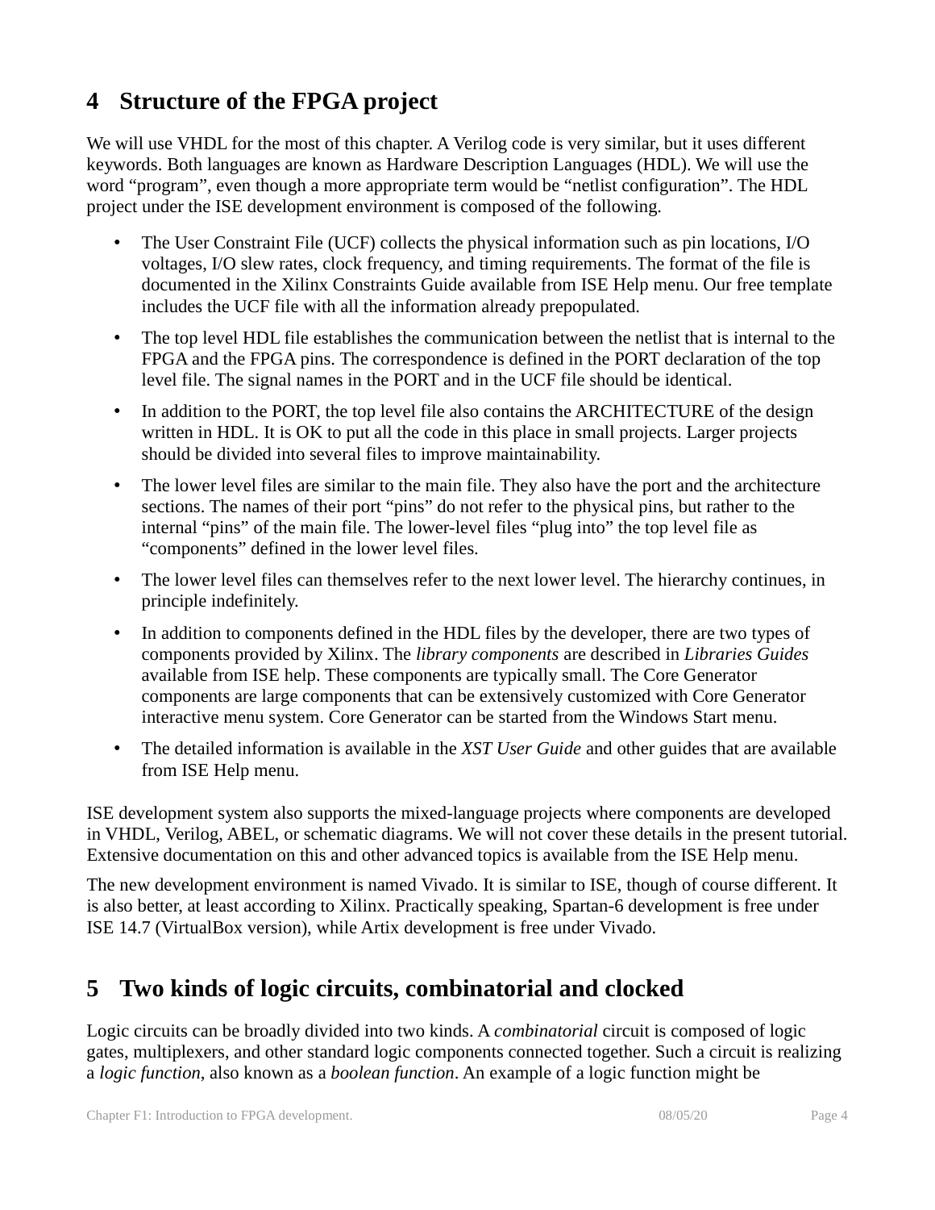# 4 Structure of the FPGA project

We will use VHDL for the most of this chapter. A Verilog code is very similar, but it uses different keywords. Both languages are known as Hardware Description Languages (HDL). We will use the word "program", even though a more appropriate term would be "netlist configuration". The HDL project under the ISE development environment is composed of the following.

- The User Constraint File (UCF) collects the physical information such as pin locations, I/O voltages, I/O slew rates, clock frequency, and timing requirements. The format of the file is documented in the Xilinx Constraints Guide available from ISE Help menu. Our free template includes the UCF file with all the information already prepopulated.
- The top level HDL file establishes the communication between the netlist that is internal to the FPGA and the FPGA pins. The correspondence is defined in the PORT declaration of the top level file. The signal names in the PORT and in the UCF file should be identical.
- In addition to the PORT, the top level file also contains the ARCHITECTURE of the design written in HDL. It is OK to put all the code in this place in small projects. Larger projects should be divided into several files to improve maintainability.
- The lower level files are similar to the main file. They also have the port and the architecture sections. The names of their port "pins" do not refer to the physical pins, but rather to the internal "pins" of the main file. The lower-level files "plug into" the top level file as "components" defined in the lower level files.
- The lower level files can themselves refer to the next lower level. The hierarchy continues, in principle indefinitely.
- In addition to components defined in the HDL files by the developer, there are two types of components provided by Xilinx. The *library components* are described in *Libraries Guides* available from ISE help. These components are typically small. The Core Generator components are large components that can be extensively customized with Core Generator interactive menu system. Core Generator can be started from the Windows Start menu.
- The detailed information is available in the *XST User Guide* and other guides that are available from ISE Help menu.

ISE development system also supports the mixed-language projects where components are developed in VHDL, Verilog, ABEL, or schematic diagrams. We will not cover these details in the present tutorial. Extensive documentation on this and other advanced topics is available from the ISE Help menu.

The new development environment is named Vivado. It is similar to ISE, though of course different. It is also better, at least according to Xilinx. Practically speaking, Spartan-6 development is free under ISE 14.7 (VirtualBox version), while Artix development is free under Vivado.

# 5 Two kinds of logic circuits, combinatorial and clocked

Logic circuits can be broadly divided into two kinds. A *combinatorial* circuit is composed of logic gates, multiplexers, and other standard logic components connected together. Such a circuit is realizing a *logic function*, also known as a *boolean function*. An example of a logic function might be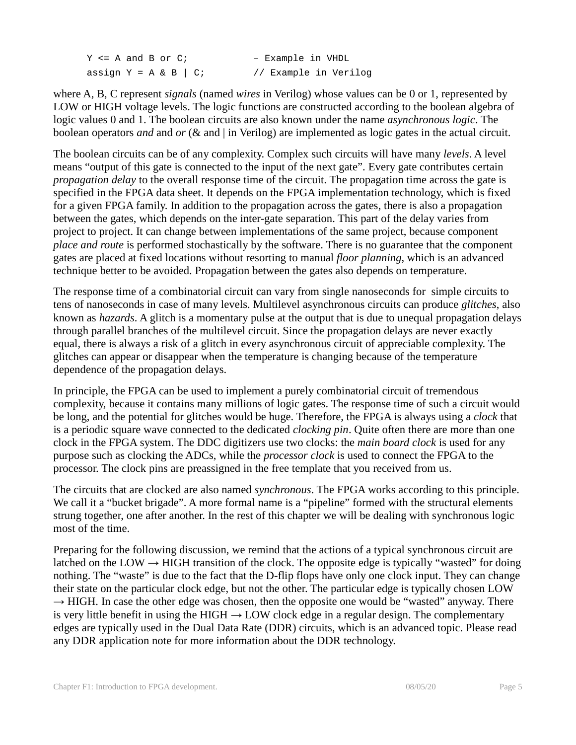```
Y <= A and B or C;           – Example in VHDL
assign Y = A & B | C;        // Example in Verilog
```

where A, B, C represent *signals* (named *wires* in Verilog) whose values can be 0 or 1, represented by LOW or HIGH voltage levels. The logic functions are constructed according to the boolean algebra of logic values 0 and 1. The boolean circuits are also known under the name *asynchronous logic*. The boolean operators *and* and *or* (& and | in Verilog) are implemented as logic gates in the actual circuit.

The boolean circuits can be of any complexity. Complex such circuits will have many *levels*. A level means "output of this gate is connected to the input of the next gate". Every gate contributes certain *propagation delay* to the overall response time of the circuit. The propagation time across the gate is specified in the FPGA data sheet. It depends on the FPGA implementation technology, which is fixed for a given FPGA family. In addition to the propagation across the gates, there is also a propagation between the gates, which depends on the inter-gate separation. This part of the delay varies from project to project. It can change between implementations of the same project, because component *place and route* is performed stochastically by the software. There is no guarantee that the component gates are placed at fixed locations without resorting to manual *floor planning*, which is an advanced technique better to be avoided. Propagation between the gates also depends on temperature.

The response time of a combinatorial circuit can vary from single nanoseconds for simple circuits to tens of nanoseconds in case of many levels. Multilevel asynchronous circuits can produce *glitches*, also known as *hazards*. A glitch is a momentary pulse at the output that is due to unequal propagation delays through parallel branches of the multilevel circuit. Since the propagation delays are never exactly equal, there is always a risk of a glitch in every asynchronous circuit of appreciable complexity. The glitches can appear or disappear when the temperature is changing because of the temperature dependence of the propagation delays.

In principle, the FPGA can be used to implement a purely combinatorial circuit of tremendous complexity, because it contains many millions of logic gates. The response time of such a circuit would be long, and the potential for glitches would be huge. Therefore, the FPGA is always using a *clock* that is a periodic square wave connected to the dedicated *clocking pin*. Quite often there are more than one clock in the FPGA system. The DDC digitizers use two clocks: the *main board clock* is used for any purpose such as clocking the ADCs, while the *processor clock* is used to connect the FPGA to the processor. The clock pins are preassigned in the free template that you received from us.

The circuits that are clocked are also named *synchronous*. The FPGA works according to this principle. We call it a "bucket brigade". A more formal name is a "pipeline" formed with the structural elements strung together, one after another. In the rest of this chapter we will be dealing with synchronous logic most of the time.

Preparing for the following discussion, we remind that the actions of a typical synchronous circuit are latched on the LOW → HIGH transition of the clock. The opposite edge is typically "wasted" for doing nothing. The "waste" is due to the fact that the D-flip flops have only one clock input. They can change their state on the particular clock edge, but not the other. The particular edge is typically chosen LOW → HIGH. In case the other edge was chosen, then the opposite one would be "wasted" anyway. There is very little benefit in using the HIGH → LOW clock edge in a regular design. The complementary edges are typically used in the Dual Data Rate (DDR) circuits, which is an advanced topic. Please read any DDR application note for more information about the DDR technology.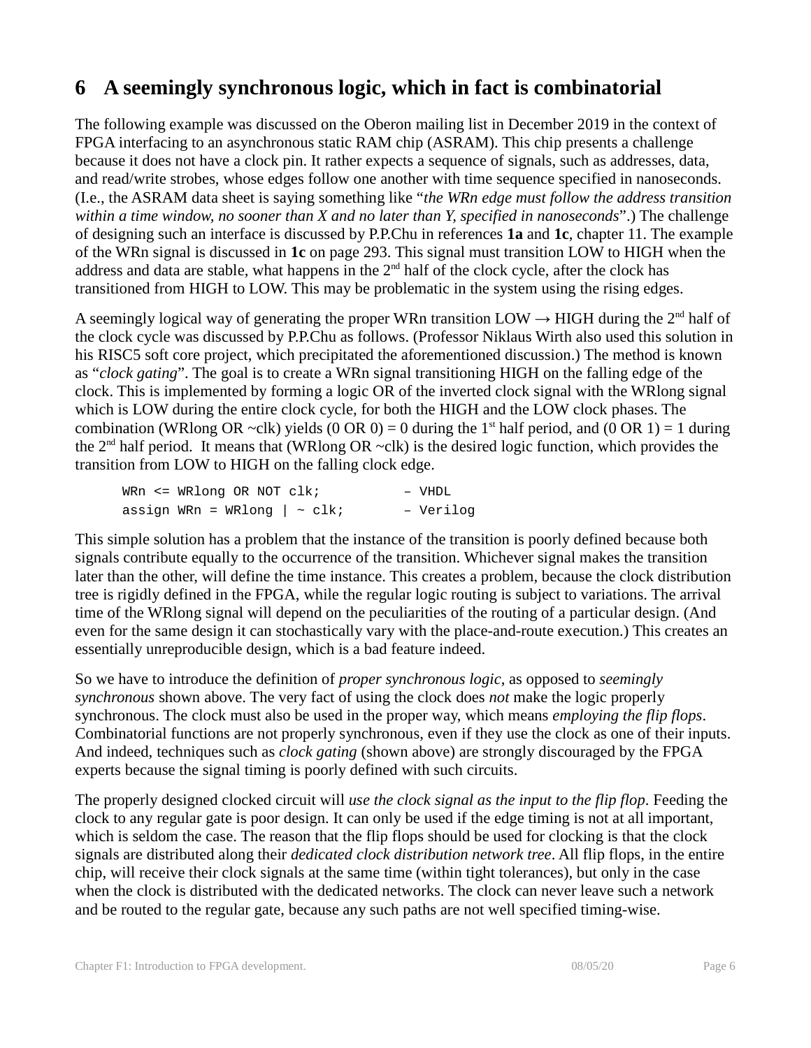## 6 A seemingly synchronous logic, which in fact is combinatorial

The following example was discussed on the Oberon mailing list in December 2019 in the context of FPGA interfacing to an asynchronous static RAM chip (ASRAM). This chip presents a challenge because it does not have a clock pin. It rather expects a sequence of signals, such as addresses, data, and read/write strobes, whose edges follow one another with time sequence specified in nanoseconds. (I.e., the ASRAM data sheet is saying something like "*the WRn edge must follow the address transition within a time window, no sooner than X and no later than Y, specified in nanoseconds*".) The challenge of designing such an interface is discussed by P.P.Chu in references **1a** and **1c**, chapter 11. The example of the WRn signal is discussed in **1c** on page 293. This signal must transition LOW to HIGH when the address and data are stable, what happens in the 2nd half of the clock cycle, after the clock has transitioned from HIGH to LOW. This may be problematic in the system using the rising edges.

A seemingly logical way of generating the proper WRn transition LOW → HIGH during the 2nd half of the clock cycle was discussed by P.P.Chu as follows. (Professor Niklaus Wirth also used this solution in his RISC5 soft core project, which precipitated the aforementioned discussion.) The method is known as "*clock gating*". The goal is to create a WRn signal transitioning HIGH on the falling edge of the clock. This is implemented by forming a logic OR of the inverted clock signal with the WRlong signal which is LOW during the entire clock cycle, for both the HIGH and the LOW clock phases. The combination (WRlong OR ~clk) yields (0 OR 0) = 0 during the 1st half period, and (0 OR 1) = 1 during the 2nd half period. It means that (WRlong OR ~clk) is the desired logic function, which provides the transition from LOW to HIGH on the falling clock edge.

```
WRn <= WRlong OR NOT clk;          – VHDL
assign WRn = WRlong | ~ clk;       – Verilog
```

This simple solution has a problem that the instance of the transition is poorly defined because both signals contribute equally to the occurrence of the transition. Whichever signal makes the transition later than the other, will define the time instance. This creates a problem, because the clock distribution tree is rigidly defined in the FPGA, while the regular logic routing is subject to variations. The arrival time of the WRlong signal will depend on the peculiarities of the routing of a particular design. (And even for the same design it can stochastically vary with the place-and-route execution.) This creates an essentially unreproducible design, which is a bad feature indeed.

So we have to introduce the definition of *proper synchronous logic*, as opposed to *seemingly synchronous* shown above. The very fact of using the clock does *not* make the logic properly synchronous. The clock must also be used in the proper way, which means *employing the flip flops*. Combinatorial functions are not properly synchronous, even if they use the clock as one of their inputs. And indeed, techniques such as *clock gating* (shown above) are strongly discouraged by the FPGA experts because the signal timing is poorly defined with such circuits.

The properly designed clocked circuit will *use the clock signal as the input to the flip flop*. Feeding the clock to any regular gate is poor design. It can only be used if the edge timing is not at all important, which is seldom the case. The reason that the flip flops should be used for clocking is that the clock signals are distributed along their *dedicated clock distribution network tree*. All flip flops, in the entire chip, will receive their clock signals at the same time (within tight tolerances), but only in the case when the clock is distributed with the dedicated networks. The clock can never leave such a network and be routed to the regular gate, because any such paths are not well specified timing-wise.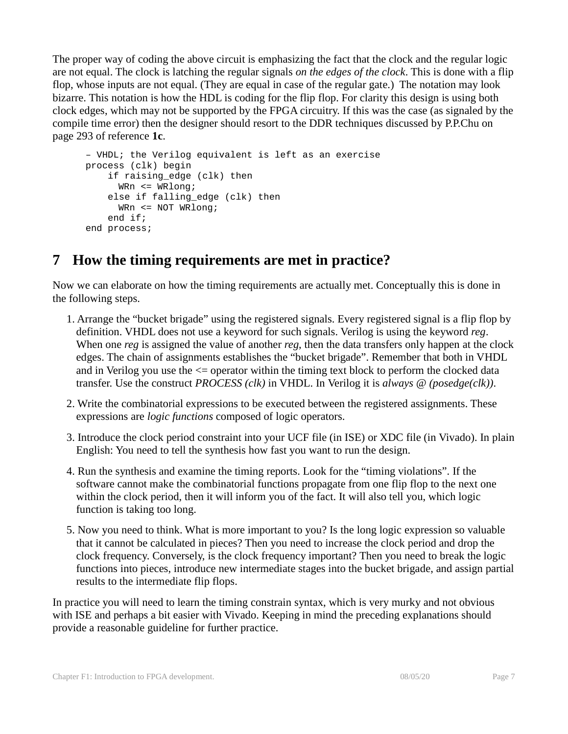The proper way of coding the above circuit is emphasizing the fact that the clock and the regular logic are not equal. The clock is latching the regular signals *on the edges of the clock*. This is done with a flip flop, whose inputs are not equal. (They are equal in case of the regular gate.) The notation may look bizarre. This notation is how the HDL is coding for the flip flop. For clarity this design is using both clock edges, which may not be supported by the FPGA circuitry. If this was the case (as signaled by the compile time error) then the designer should resort to the DDR techniques discussed by P.P.Chu on page 293 of reference **1c**.

```
– VHDL; the Verilog equivalent is left as an exercise
process (clk) begin
    if raising_edge (clk) then
      WRn <= WRlong;
    else if falling_edge (clk) then
      WRn <= NOT WRlong;
    end if;
end process;
```

## 7 How the timing requirements are met in practice?

Now we can elaborate on how the timing requirements are actually met. Conceptually this is done in the following steps.

1. Arrange the "bucket brigade" using the registered signals. Every registered signal is a flip flop by definition. VHDL does not use a keyword for such signals. Verilog is using the keyword *reg*. When one *reg* is assigned the value of another *reg*, then the data transfers only happen at the clock edges. The chain of assignments establishes the "bucket brigade". Remember that both in VHDL and in Verilog you use the <= operator within the timing text block to perform the clocked data transfer. Use the construct *PROCESS (clk)* in VHDL. In Verilog it is *always @ (posedge(clk))*.
2. Write the combinatorial expressions to be executed between the registered assignments. These expressions are *logic functions* composed of logic operators.
3. Introduce the clock period constraint into your UCF file (in ISE) or XDC file (in Vivado). In plain English: You need to tell the synthesis how fast you want to run the design.
4. Run the synthesis and examine the timing reports. Look for the "timing violations". If the software cannot make the combinatorial functions propagate from one flip flop to the next one within the clock period, then it will inform you of the fact. It will also tell you, which logic function is taking too long.
5. Now you need to think. What is more important to you? Is the long logic expression so valuable that it cannot be calculated in pieces? Then you need to increase the clock period and drop the clock frequency. Conversely, is the clock frequency important? Then you need to break the logic functions into pieces, introduce new intermediate stages into the bucket brigade, and assign partial results to the intermediate flip flops.

In practice you will need to learn the timing constrain syntax, which is very murky and not obvious with ISE and perhaps a bit easier with Vivado. Keeping in mind the preceding explanations should provide a reasonable guideline for further practice.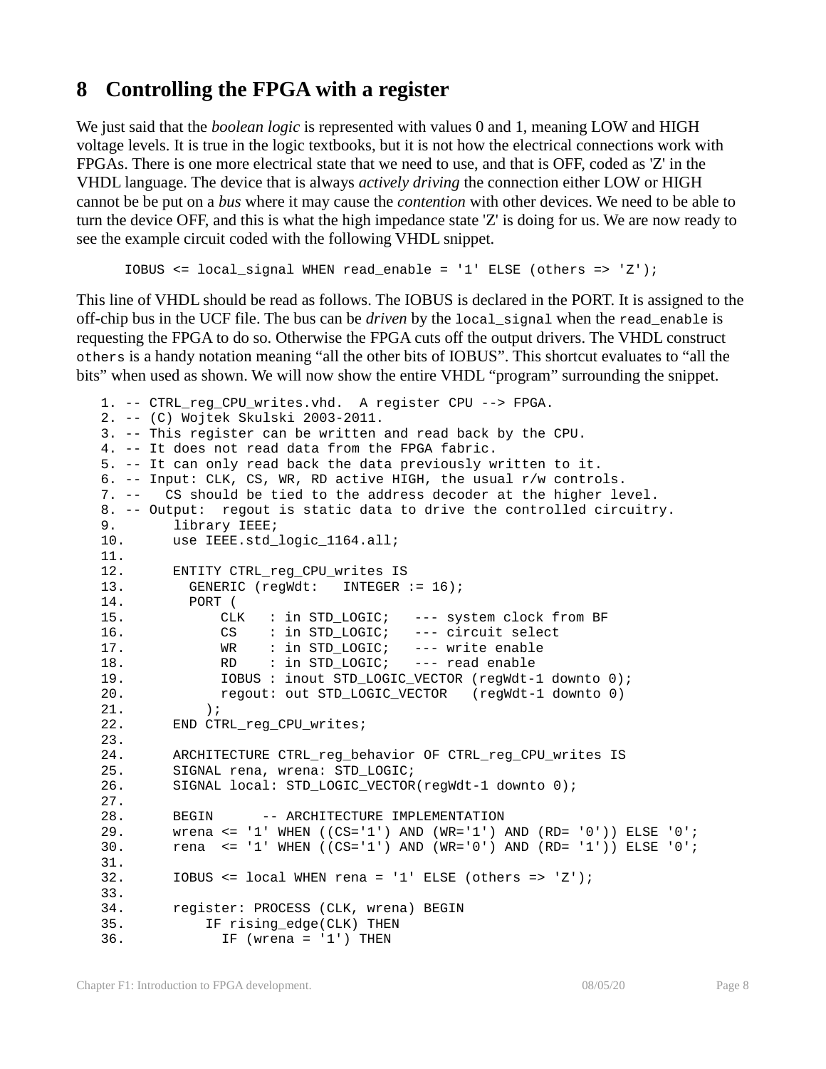# 8 Controlling the FPGA with a register

We just said that the *boolean logic* is represented with values 0 and 1, meaning LOW and HIGH voltage levels. It is true in the logic textbooks, but it is not how the electrical connections work with FPGAs. There is one more electrical state that we need to use, and that is OFF, coded as 'Z' in the VHDL language. The device that is always *actively driving* the connection either LOW or HIGH cannot be be put on a *bus* where it may cause the *contention* with other devices. We need to be able to turn the device OFF, and this is what the high impedance state 'Z' is doing for us. We are now ready to see the example circuit coded with the following VHDL snippet.

```
IOBUS <= local_signal WHEN read_enable = '1' ELSE (others => 'Z');
```

This line of VHDL should be read as follows. The IOBUS is declared in the PORT. It is assigned to the off-chip bus in the UCF file. The bus can be *driven* by the `local_signal` when the `read_enable` is requesting the FPGA to do so. Otherwise the FPGA cuts off the output drivers. The VHDL construct `others` is a handy notation meaning "all the other bits of IOBUS". This shortcut evaluates to "all the bits" when used as shown. We will now show the entire VHDL "program" surrounding the snippet.

```
1. -- CTRL_reg_CPU_writes.vhd.  A register CPU --> FPGA.
2. -- (C) Wojtek Skulski 2003-2011.
3. -- This register can be written and read back by the CPU.
4. -- It does not read data from the FPGA fabric.
5. -- It can only read back the data previously written to it.
6. -- Input: CLK, CS, WR, RD active HIGH, the usual r/w controls.
7. --   CS should be tied to the address decoder at the higher level.
8. -- Output:  regout is static data to drive the controlled circuitry.
9.       library IEEE;
10.      use IEEE.std_logic_1164.all;
11.
12.      ENTITY CTRL_reg_CPU_writes IS
13.        GENERIC (regWdt:   INTEGER := 16);
14.        PORT (
15.            CLK   : in STD_LOGIC;   --- system clock from BF
16.            CS    : in STD_LOGIC;   --- circuit select
17.            WR    : in STD_LOGIC;   --- write enable
18.            RD    : in STD_LOGIC;   --- read enable
19.            IOBUS : inout STD_LOGIC_VECTOR (regWdt-1 downto 0);
20.            regout: out STD_LOGIC_VECTOR   (regWdt-1 downto 0)
21.          );
22.      END CTRL_reg_CPU_writes;
23.
24.      ARCHITECTURE CTRL_reg_behavior OF CTRL_reg_CPU_writes IS
25.      SIGNAL rena, wrena: STD_LOGIC;
26.      SIGNAL local: STD_LOGIC_VECTOR(regWdt-1 downto 0);
27.
28.      BEGIN      -- ARCHITECTURE IMPLEMENTATION
29.      wrena <= '1' WHEN ((CS='1') AND (WR='1') AND (RD= '0')) ELSE '0';
30.      rena  <= '1' WHEN ((CS='1') AND (WR='0') AND (RD= '1')) ELSE '0';
31.
32.      IOBUS <= local WHEN rena = '1' ELSE (others => 'Z');
33.
34.      register: PROCESS (CLK, wrena) BEGIN
35.          IF rising_edge(CLK) THEN
36.            IF (wrena = '1') THEN
```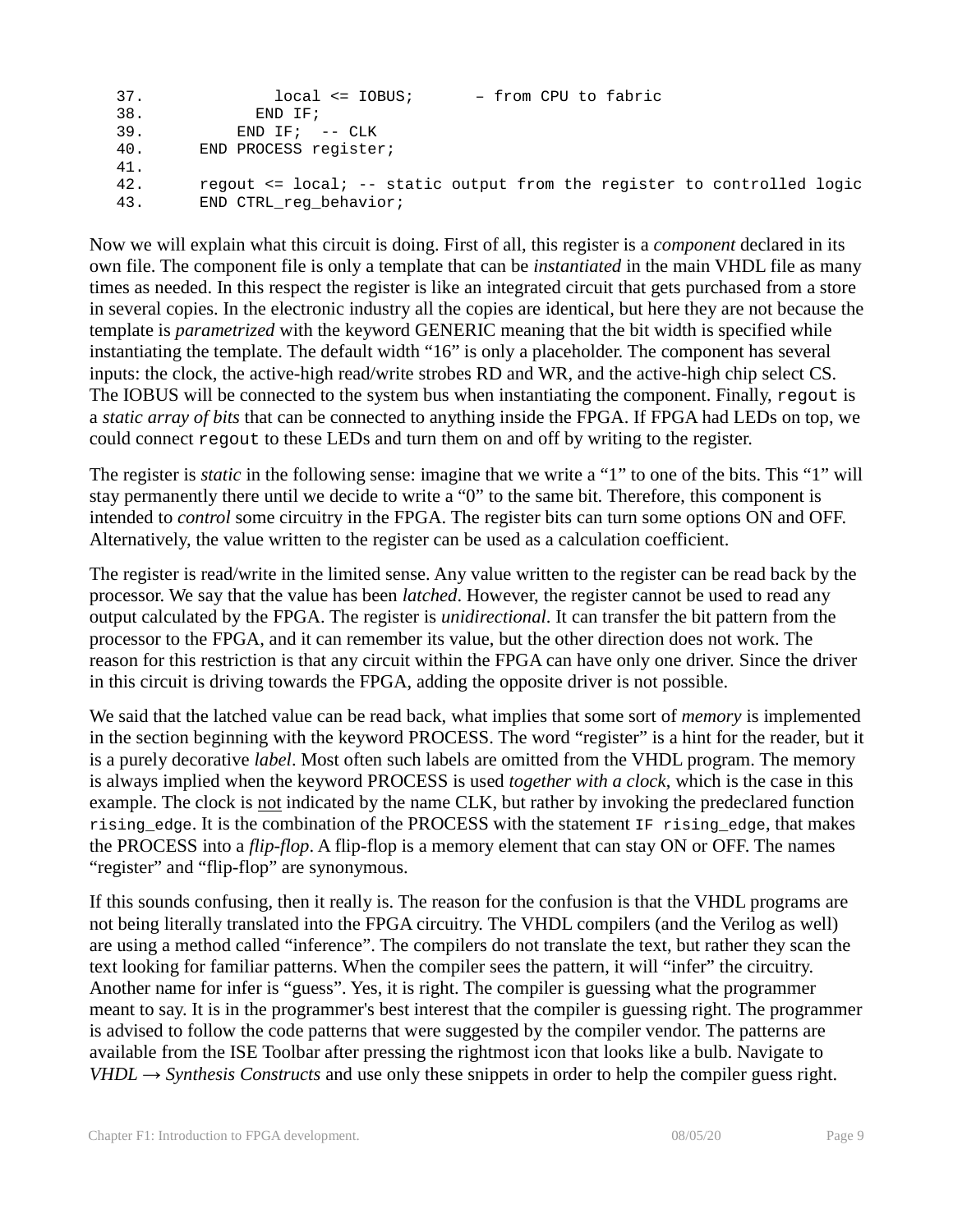```
37.              local <= IOBUS;       – from CPU to fabric
38.            END IF;
39.          END IF;  -- CLK
40.      END PROCESS register;
41.
42.      regout <= local; -- static output from the register to controlled logic
43.      END CTRL_reg_behavior;
```

Now we will explain what this circuit is doing. First of all, this register is a *component* declared in its own file. The component file is only a template that can be *instantiated* in the main VHDL file as many times as needed. In this respect the register is like an integrated circuit that gets purchased from a store in several copies. In the electronic industry all the copies are identical, but here they are not because the template is *parametrized* with the keyword GENERIC meaning that the bit width is specified while instantiating the template. The default width "16" is only a placeholder. The component has several inputs: the clock, the active-high read/write strobes RD and WR, and the active-high chip select CS. The IOBUS will be connected to the system bus when instantiating the component. Finally, `regout` is a *static array of bits* that can be connected to anything inside the FPGA. If FPGA had LEDs on top, we could connect `regout` to these LEDs and turn them on and off by writing to the register.

The register is *static* in the following sense: imagine that we write a "1" to one of the bits. This "1" will stay permanently there until we decide to write a "0" to the same bit. Therefore, this component is intended to *control* some circuitry in the FPGA. The register bits can turn some options ON and OFF. Alternatively, the value written to the register can be used as a calculation coefficient.

The register is read/write in the limited sense. Any value written to the register can be read back by the processor. We say that the value has been *latched*. However, the register cannot be used to read any output calculated by the FPGA. The register is *unidirectional*. It can transfer the bit pattern from the processor to the FPGA, and it can remember its value, but the other direction does not work. The reason for this restriction is that any circuit within the FPGA can have only one driver. Since the driver in this circuit is driving towards the FPGA, adding the opposite driver is not possible.

We said that the latched value can be read back, what implies that some sort of *memory* is implemented in the section beginning with the keyword PROCESS. The word "register" is a hint for the reader, but it is a purely decorative *label*. Most often such labels are omitted from the VHDL program. The memory is always implied when the keyword PROCESS is used *together with a clock*, which is the case in this example. The clock is not indicated by the name CLK, but rather by invoking the predeclared function `rising_edge`. It is the combination of the PROCESS with the statement `IF rising_edge`, that makes the PROCESS into a *flip-flop*. A flip-flop is a memory element that can stay ON or OFF. The names "register" and "flip-flop" are synonymous.

If this sounds confusing, then it really is. The reason for the confusion is that the VHDL programs are not being literally translated into the FPGA circuitry. The VHDL compilers (and the Verilog as well) are using a method called "inference". The compilers do not translate the text, but rather they scan the text looking for familiar patterns. When the compiler sees the pattern, it will "infer" the circuitry. Another name for infer is "guess". Yes, it is right. The compiler is guessing what the programmer meant to say. It is in the programmer's best interest that the compiler is guessing right. The programmer is advised to follow the code patterns that were suggested by the compiler vendor. The patterns are available from the ISE Toolbar after pressing the rightmost icon that looks like a bulb. Navigate to *VHDL → Synthesis Constructs* and use only these snippets in order to help the compiler guess right.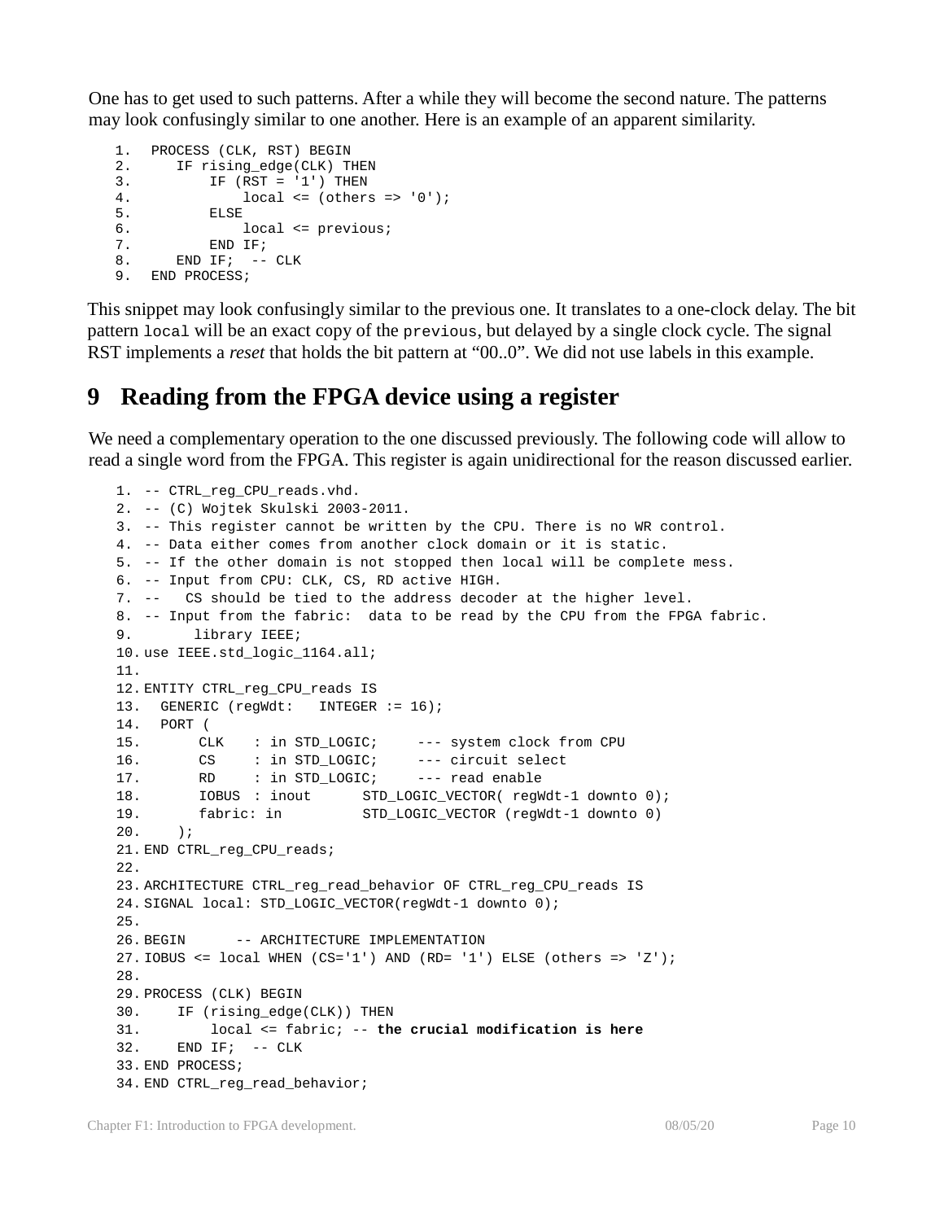One has to get used to such patterns. After a while they will become the second nature. The patterns may look confusingly similar to one another. Here is an example of an apparent similarity.

```
1.  PROCESS (CLK, RST) BEGIN
2.     IF rising_edge(CLK) THEN
3.        IF (RST = '1') THEN
4.            local <= (others => '0');
5.        ELSE
6.            local <= previous;
7.        END IF;
8.     END IF;  -- CLK
9.  END PROCESS;
```

This snippet may look confusingly similar to the previous one. It translates to a one-clock delay. The bit pattern `local` will be an exact copy of the `previous`, but delayed by a single clock cycle. The signal RST implements a *reset* that holds the bit pattern at "00..0". We did not use labels in this example.

# 9 Reading from the FPGA device using a register

We need a complementary operation to the one discussed previously. The following code will allow to read a single word from the FPGA. This register is again unidirectional for the reason discussed earlier.

```
1. -- CTRL_reg_CPU_reads.vhd.
2. -- (C) Wojtek Skulski 2003-2011.
3. -- This register cannot be written by the CPU. There is no WR control.
4. -- Data either comes from another clock domain or it is static.
5. -- If the other domain is not stopped then local will be complete mess.
6. -- Input from CPU: CLK, CS, RD active HIGH.
7. --   CS should be tied to the address decoder at the higher level.
8. -- Input from the fabric:  data to be read by the CPU from the FPGA fabric.
9.       library IEEE;
10. use IEEE.std_logic_1164.all;
11.
12. ENTITY CTRL_reg_CPU_reads IS
13.   GENERIC (regWdt:   INTEGER := 16);
14.   PORT (
15.       CLK    : in STD_LOGIC;     --- system clock from CPU
16.       CS     : in STD_LOGIC;     --- circuit select
17.       RD     : in STD_LOGIC;     --- read enable
18.       IOBUS  : inout      STD_LOGIC_VECTOR( regWdt-1 downto 0);
19.       fabric: in          STD_LOGIC_VECTOR (regWdt-1 downto 0)
20.    );
21. END CTRL_reg_CPU_reads;
22.
23. ARCHITECTURE CTRL_reg_read_behavior OF CTRL_reg_CPU_reads IS
24. SIGNAL local: STD_LOGIC_VECTOR(regWdt-1 downto 0);
25.
26. BEGIN      -- ARCHITECTURE IMPLEMENTATION
27. IOBUS <= local WHEN (CS='1') AND (RD= '1') ELSE (others => 'Z');
28.
29. PROCESS (CLK) BEGIN
30.    IF (rising_edge(CLK)) THEN
31.        local <= fabric; -- the crucial modification is here
32.    END IF;  -- CLK
33. END PROCESS;
34. END CTRL_reg_read_behavior;
```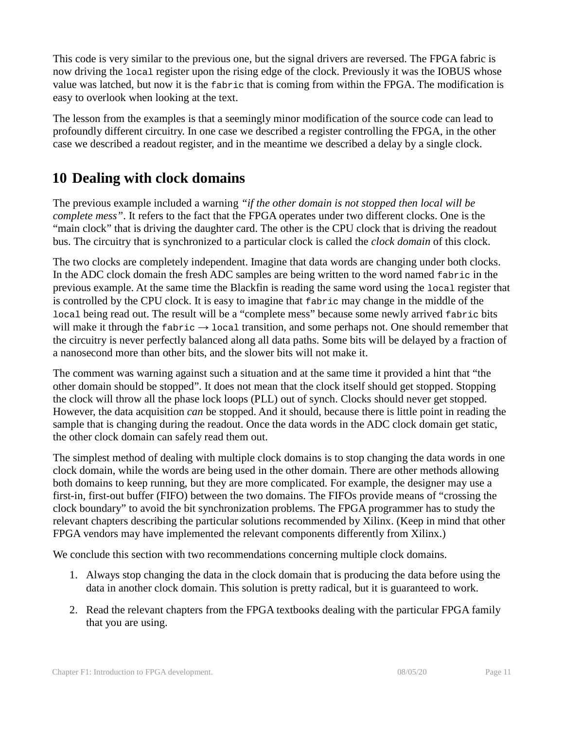This code is very similar to the previous one, but the signal drivers are reversed. The FPGA fabric is now driving the `local` register upon the rising edge of the clock. Previously it was the IOBUS whose value was latched, but now it is the `fabric` that is coming from within the FPGA. The modification is easy to overlook when looking at the text.

The lesson from the examples is that a seemingly minor modification of the source code can lead to profoundly different circuitry. In one case we described a register controlling the FPGA, in the other case we described a readout register, and in the meantime we described a delay by a single clock.

# 10 Dealing with clock domains

The previous example included a warning *"if the other domain is not stopped then local will be complete mess"*. It refers to the fact that the FPGA operates under two different clocks. One is the "main clock" that is driving the daughter card. The other is the CPU clock that is driving the readout bus. The circuitry that is synchronized to a particular clock is called the *clock domain* of this clock.

The two clocks are completely independent. Imagine that data words are changing under both clocks. In the ADC clock domain the fresh ADC samples are being written to the word named `fabric` in the previous example. At the same time the Blackfin is reading the same word using the `local` register that is controlled by the CPU clock. It is easy to imagine that `fabric` may change in the middle of the `local` being read out. The result will be a "complete mess" because some newly arrived `fabric` bits will make it through the `fabric` → `local` transition, and some perhaps not. One should remember that the circuitry is never perfectly balanced along all data paths. Some bits will be delayed by a fraction of a nanosecond more than other bits, and the slower bits will not make it.

The comment was warning against such a situation and at the same time it provided a hint that "the other domain should be stopped". It does not mean that the clock itself should get stopped. Stopping the clock will throw all the phase lock loops (PLL) out of synch. Clocks should never get stopped. However, the data acquisition *can* be stopped. And it should, because there is little point in reading the sample that is changing during the readout. Once the data words in the ADC clock domain get static, the other clock domain can safely read them out.

The simplest method of dealing with multiple clock domains is to stop changing the data words in one clock domain, while the words are being used in the other domain. There are other methods allowing both domains to keep running, but they are more complicated. For example, the designer may use a first-in, first-out buffer (FIFO) between the two domains. The FIFOs provide means of "crossing the clock boundary" to avoid the bit synchronization problems. The FPGA programmer has to study the relevant chapters describing the particular solutions recommended by Xilinx. (Keep in mind that other FPGA vendors may have implemented the relevant components differently from Xilinx.)

We conclude this section with two recommendations concerning multiple clock domains.

1. Always stop changing the data in the clock domain that is producing the data before using the data in another clock domain. This solution is pretty radical, but it is guaranteed to work.
2. Read the relevant chapters from the FPGA textbooks dealing with the particular FPGA family that you are using.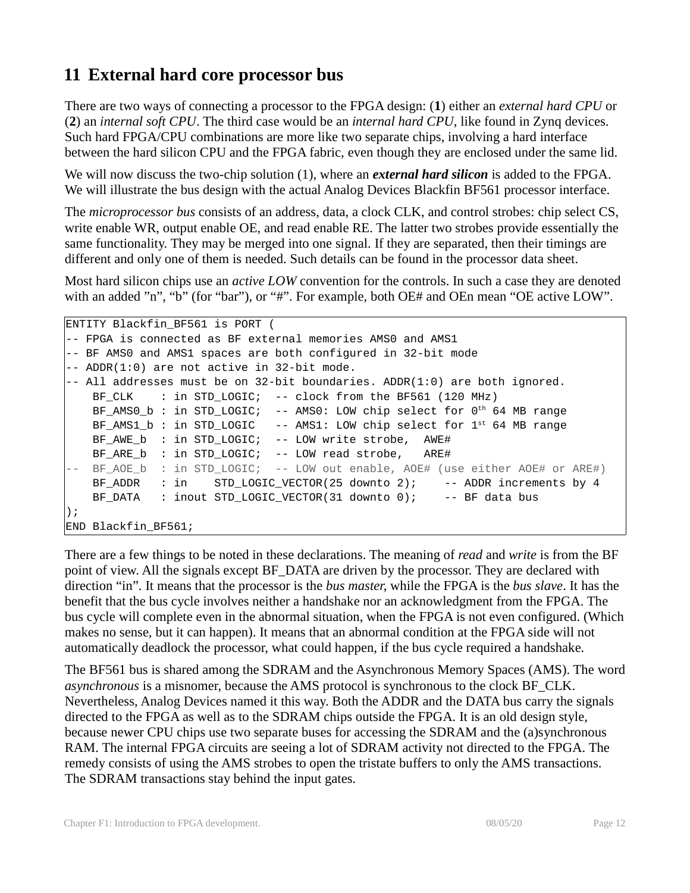# 11 External hard core processor bus

There are two ways of connecting a processor to the FPGA design: (**1**) either an *external hard CPU* or (**2**) an *internal soft CPU*. The third case would be an *internal hard CPU*, like found in Zynq devices. Such hard FPGA/CPU combinations are more like two separate chips, involving a hard interface between the hard silicon CPU and the FPGA fabric, even though they are enclosed under the same lid.

We will now discuss the two-chip solution (1), where an ***external hard silicon*** is added to the FPGA. We will illustrate the bus design with the actual Analog Devices Blackfin BF561 processor interface.

The *microprocessor bus* consists of an address, data, a clock CLK, and control strobes: chip select CS, write enable WR, output enable OE, and read enable RE. The latter two strobes provide essentially the same functionality. They may be merged into one signal. If they are separated, then their timings are different and only one of them is needed. Such details can be found in the processor data sheet.

Most hard silicon chips use an *active LOW* convention for the controls. In such a case they are denoted with an added "n", "b" (for "bar"), or "#". For example, both OE# and OEn mean "OE active LOW".

```
ENTITY Blackfin_BF561 is PORT (
-- FPGA is connected as BF external memories AMS0 and AMS1
-- BF AMS0 and AMS1 spaces are both configured in 32-bit mode
-- ADDR(1:0) are not active in 32-bit mode.
-- All addresses must be on 32-bit boundaries. ADDR(1:0) are both ignored.
    BF_CLK    : in STD_LOGIC;  -- clock from the BF561 (120 MHz)
    BF_AMS0_b : in STD_LOGIC;  -- AMS0: LOW chip select for 0th 64 MB range
    BF_AMS1_b : in STD_LOGIC   -- AMS1: LOW chip select for 1st 64 MB range
    BF_AWE_b  : in STD_LOGIC;  -- LOW write strobe,  AWE#
    BF_ARE_b  : in STD_LOGIC;  -- LOW read strobe,   ARE#
--  BF_AOE_b  : in STD_LOGIC;  -- LOW out enable, AOE# (use either AOE# or ARE#)
    BF_ADDR   : in    STD_LOGIC_VECTOR(25 downto 2);    -- ADDR increments by 4
    BF_DATA   : inout STD_LOGIC_VECTOR(31 downto 0);    -- BF data bus
);
END Blackfin_BF561;
```

There are a few things to be noted in these declarations. The meaning of *read* and *write* is from the BF point of view. All the signals except BF_DATA are driven by the processor. They are declared with direction "in". It means that the processor is the *bus master*, while the FPGA is the *bus slave*. It has the benefit that the bus cycle involves neither a handshake nor an acknowledgment from the FPGA. The bus cycle will complete even in the abnormal situation, when the FPGA is not even configured. (Which makes no sense, but it can happen). It means that an abnormal condition at the FPGA side will not automatically deadlock the processor, what could happen, if the bus cycle required a handshake.

The BF561 bus is shared among the SDRAM and the Asynchronous Memory Spaces (AMS). The word *asynchronous* is a misnomer, because the AMS protocol is synchronous to the clock BF_CLK. Nevertheless, Analog Devices named it this way. Both the ADDR and the DATA bus carry the signals directed to the FPGA as well as to the SDRAM chips outside the FPGA. It is an old design style, because newer CPU chips use two separate buses for accessing the SDRAM and the (a)synchronous RAM. The internal FPGA circuits are seeing a lot of SDRAM activity not directed to the FPGA. The remedy consists of using the AMS strobes to open the tristate buffers to only the AMS transactions. The SDRAM transactions stay behind the input gates.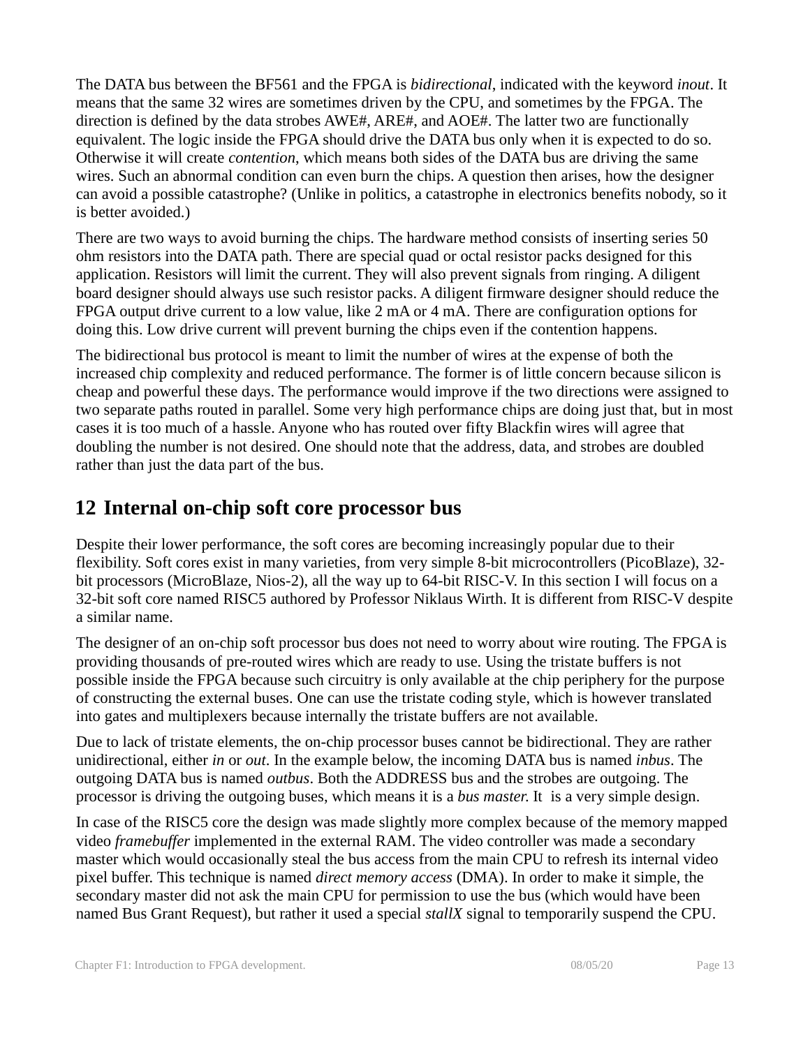The DATA bus between the BF561 and the FPGA is *bidirectional*, indicated with the keyword *inout*. It means that the same 32 wires are sometimes driven by the CPU, and sometimes by the FPGA. The direction is defined by the data strobes AWE#, ARE#, and AOE#. The latter two are functionally equivalent. The logic inside the FPGA should drive the DATA bus only when it is expected to do so. Otherwise it will create *contention*, which means both sides of the DATA bus are driving the same wires. Such an abnormal condition can even burn the chips. A question then arises, how the designer can avoid a possible catastrophe? (Unlike in politics, a catastrophe in electronics benefits nobody, so it is better avoided.)

There are two ways to avoid burning the chips. The hardware method consists of inserting series 50 ohm resistors into the DATA path. There are special quad or octal resistor packs designed for this application. Resistors will limit the current. They will also prevent signals from ringing. A diligent board designer should always use such resistor packs. A diligent firmware designer should reduce the FPGA output drive current to a low value, like 2 mA or 4 mA. There are configuration options for doing this. Low drive current will prevent burning the chips even if the contention happens.

The bidirectional bus protocol is meant to limit the number of wires at the expense of both the increased chip complexity and reduced performance. The former is of little concern because silicon is cheap and powerful these days. The performance would improve if the two directions were assigned to two separate paths routed in parallel. Some very high performance chips are doing just that, but in most cases it is too much of a hassle. Anyone who has routed over fifty Blackfin wires will agree that doubling the number is not desired. One should note that the address, data, and strobes are doubled rather than just the data part of the bus.

## 12 Internal on-chip soft core processor bus

Despite their lower performance, the soft cores are becoming increasingly popular due to their flexibility. Soft cores exist in many varieties, from very simple 8-bit microcontrollers (PicoBlaze), 32-bit processors (MicroBlaze, Nios-2), all the way up to 64-bit RISC-V. In this section I will focus on a 32-bit soft core named RISC5 authored by Professor Niklaus Wirth. It is different from RISC-V despite a similar name.

The designer of an on-chip soft processor bus does not need to worry about wire routing. The FPGA is providing thousands of pre-routed wires which are ready to use. Using the tristate buffers is not possible inside the FPGA because such circuitry is only available at the chip periphery for the purpose of constructing the external buses. One can use the tristate coding style, which is however translated into gates and multiplexers because internally the tristate buffers are not available.

Due to lack of tristate elements, the on-chip processor buses cannot be bidirectional. They are rather unidirectional, either *in* or *out*. In the example below, the incoming DATA bus is named *inbus*. The outgoing DATA bus is named *outbus*. Both the ADDRESS bus and the strobes are outgoing. The processor is driving the outgoing buses, which means it is a *bus master.* It  is a very simple design.

In case of the RISC5 core the design was made slightly more complex because of the memory mapped video *framebuffer* implemented in the external RAM. The video controller was made a secondary master which would occasionally steal the bus access from the main CPU to refresh its internal video pixel buffer. This technique is named *direct memory access* (DMA). In order to make it simple, the secondary master did not ask the main CPU for permission to use the bus (which would have been named Bus Grant Request), but rather it used a special *stallX* signal to temporarily suspend the CPU.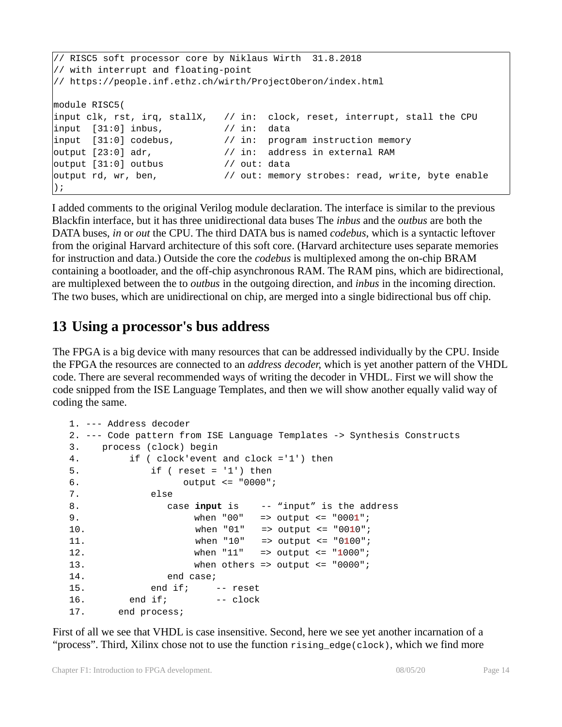```
// RISC5 soft processor core by Niklaus Wirth  31.8.2018
// with interrupt and floating-point
// https://people.inf.ethz.ch/wirth/ProjectOberon/index.html

module RISC5(
input clk, rst, irq, stallX,   // in:  clock, reset, interrupt, stall the CPU
input  [31:0] inbus,           // in:  data
input  [31:0] codebus,         // in:  program instruction memory
output [23:0] adr,             // in:  address in external RAM
output [31:0] outbus           // out: data
output rd, wr, ben,            // out: memory strobes: read, write, byte enable
);
```

I added comments to the original Verilog module declaration. The interface is similar to the previous Blackfin interface, but it has three unidirectional data buses The *inbus* and the *outbus* are both the DATA buses, *in* or *out* the CPU. The third DATA bus is named *codebus*, which is a syntactic leftover from the original Harvard architecture of this soft core. (Harvard architecture uses separate memories for instruction and data.) Outside the core the *codebus* is multiplexed among the on-chip BRAM containing a bootloader, and the off-chip asynchronous RAM. The RAM pins, which are bidirectional, are multiplexed between the to *outbus* in the outgoing direction, and *inbus* in the incoming direction. The two buses, which are unidirectional on chip, are merged into a single bidirectional bus off chip.

# 13 Using a processor's bus address

The FPGA is a big device with many resources that can be addressed individually by the CPU. Inside the FPGA the resources are connected to an *address decoder*, which is yet another pattern of the VHDL code. There are several recommended ways of writing the decoder in VHDL. First we will show the code snipped from the ISE Language Templates, and then we will show another equally valid way of coding the same.

```
 1. --- Address decoder
 2. --- Code pattern from ISE Language Templates -> Synthesis Constructs
 3.    process (clock) begin
 4.         if ( clock'event and clock ='1') then
 5.             if ( reset = '1') then
 6.                   output <= "0000";
 7.             else
 8.                case input is    -- “input” is the address
 9.                     when "00"   => output <= "0001";
10.                     when "01"   => output <= "0010";
11.                     when "10"   => output <= "0100";
12.                     when "11"   => output <= "1000";
13.                     when others => output <= "0000";
14.                end case;
15.             end if;     -- reset
16.         end if;         -- clock
17.      end process;
```

First of all we see that VHDL is case insensitive. Second, here we see yet another incarnation of a “process”. Third, Xilinx chose not to use the function `rising_edge(clock)`, which we find more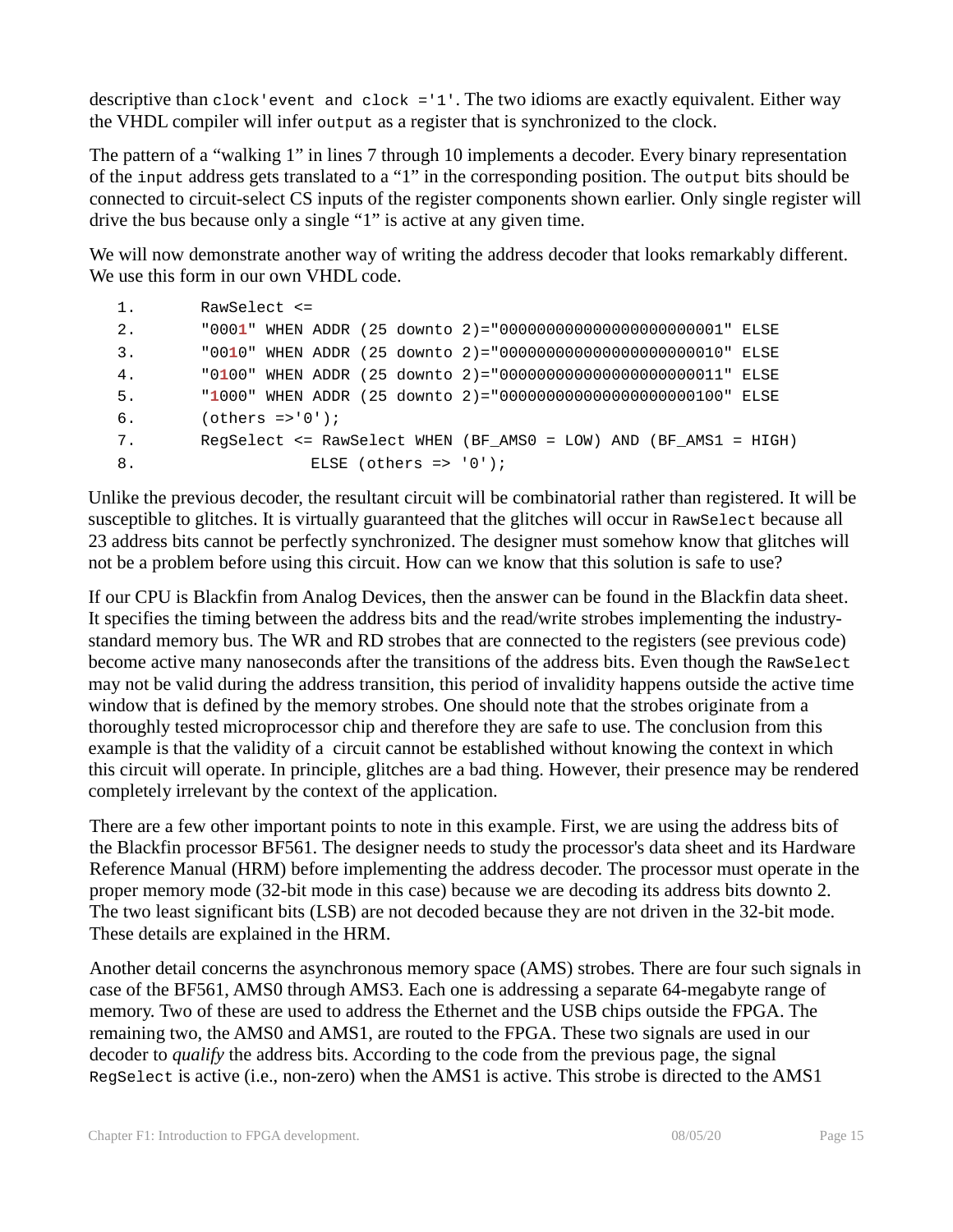descriptive than `clock'event and clock ='1'`. The two idioms are exactly equivalent. Either way the VHDL compiler will infer `output` as a register that is synchronized to the clock.

The pattern of a "walking 1" in lines 7 through 10 implements a decoder. Every binary representation of the `input` address gets translated to a "1" in the corresponding position. The `output` bits should be connected to circuit-select CS inputs of the register components shown earlier. Only single register will drive the bus because only a single "1" is active at any given time.

We will now demonstrate another way of writing the address decoder that looks remarkably different. We use this form in our own VHDL code.

```
1.      RawSelect <=
2.      "0001" WHEN ADDR (25 downto 2)="000000000000000000000001" ELSE
3.      "0010" WHEN ADDR (25 downto 2)="000000000000000000000010" ELSE
4.      "0100" WHEN ADDR (25 downto 2)="000000000000000000000011" ELSE
5.      "1000" WHEN ADDR (25 downto 2)="000000000000000000000100" ELSE
6.      (others =>'0');
7.      RegSelect <= RawSelect WHEN (BF_AMS0 = LOW) AND (BF_AMS1 = HIGH)
8.                 ELSE (others => '0');
```

Unlike the previous decoder, the resultant circuit will be combinatorial rather than registered. It will be susceptible to glitches. It is virtually guaranteed that the glitches will occur in `RawSelect` because all 23 address bits cannot be perfectly synchronized. The designer must somehow know that glitches will not be a problem before using this circuit. How can we know that this solution is safe to use?

If our CPU is Blackfin from Analog Devices, then the answer can be found in the Blackfin data sheet. It specifies the timing between the address bits and the read/write strobes implementing the industry-standard memory bus. The WR and RD strobes that are connected to the registers (see previous code) become active many nanoseconds after the transitions of the address bits. Even though the `RawSelect` may not be valid during the address transition, this period of invalidity happens outside the active time window that is defined by the memory strobes. One should note that the strobes originate from a thoroughly tested microprocessor chip and therefore they are safe to use. The conclusion from this example is that the validity of a circuit cannot be established without knowing the context in which this circuit will operate. In principle, glitches are a bad thing. However, their presence may be rendered completely irrelevant by the context of the application.

There are a few other important points to note in this example. First, we are using the address bits of the Blackfin processor BF561. The designer needs to study the processor's data sheet and its Hardware Reference Manual (HRM) before implementing the address decoder. The processor must operate in the proper memory mode (32-bit mode in this case) because we are decoding its address bits downto 2. The two least significant bits (LSB) are not decoded because they are not driven in the 32-bit mode. These details are explained in the HRM.

Another detail concerns the asynchronous memory space (AMS) strobes. There are four such signals in case of the BF561, AMS0 through AMS3. Each one is addressing a separate 64-megabyte range of memory. Two of these are used to address the Ethernet and the USB chips outside the FPGA. The remaining two, the AMS0 and AMS1, are routed to the FPGA. These two signals are used in our decoder to *qualify* the address bits. According to the code from the previous page, the signal `RegSelect` is active (i.e., non-zero) when the AMS1 is active. This strobe is directed to the AMS1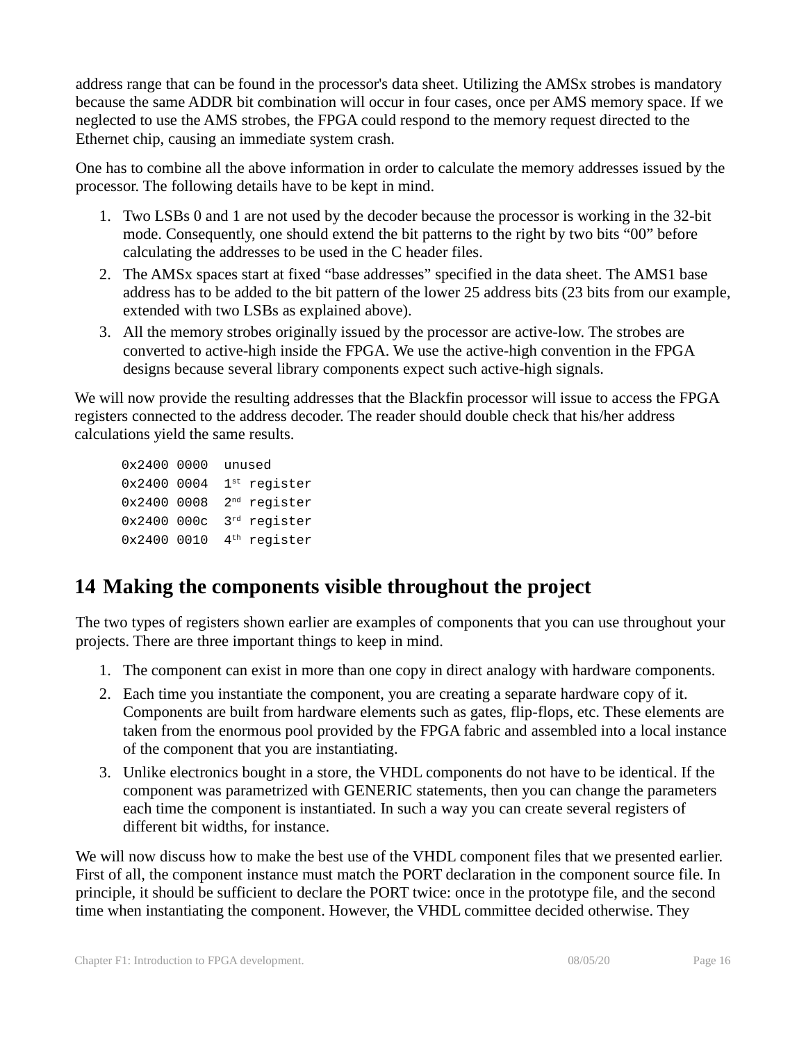address range that can be found in the processor's data sheet. Utilizing the AMSx strobes is mandatory because the same ADDR bit combination will occur in four cases, once per AMS memory space. If we neglected to use the AMS strobes, the FPGA could respond to the memory request directed to the Ethernet chip, causing an immediate system crash.

One has to combine all the above information in order to calculate the memory addresses issued by the processor. The following details have to be kept in mind.

1. Two LSBs 0 and 1 are not used by the decoder because the processor is working in the 32-bit mode. Consequently, one should extend the bit patterns to the right by two bits “00” before calculating the addresses to be used in the C header files.
2. The AMSx spaces start at fixed “base addresses” specified in the data sheet. The AMS1 base address has to be added to the bit pattern of the lower 25 address bits (23 bits from our example, extended with two LSBs as explained above).
3. All the memory strobes originally issued by the processor are active-low. The strobes are converted to active-high inside the FPGA. We use the active-high convention in the FPGA designs because several library components expect such active-high signals.

We will now provide the resulting addresses that the Blackfin processor will issue to access the FPGA registers connected to the address decoder. The reader should double check that his/her address calculations yield the same results.

```
0x2400 0000  unused
0x2400 0004  1st register
0x2400 0008  2nd register
0x2400 000c  3rd register
0x2400 0010  4th register
```

# 14 Making the components visible throughout the project

The two types of registers shown earlier are examples of components that you can use throughout your projects. There are three important things to keep in mind.

1. The component can exist in more than one copy in direct analogy with hardware components.
2. Each time you instantiate the component, you are creating a separate hardware copy of it. Components are built from hardware elements such as gates, flip-flops, etc. These elements are taken from the enormous pool provided by the FPGA fabric and assembled into a local instance of the component that you are instantiating.
3. Unlike electronics bought in a store, the VHDL components do not have to be identical. If the component was parametrized with GENERIC statements, then you can change the parameters each time the component is instantiated. In such a way you can create several registers of different bit widths, for instance.

We will now discuss how to make the best use of the VHDL component files that we presented earlier. First of all, the component instance must match the PORT declaration in the component source file. In principle, it should be sufficient to declare the PORT twice: once in the prototype file, and the second time when instantiating the component. However, the VHDL committee decided otherwise. They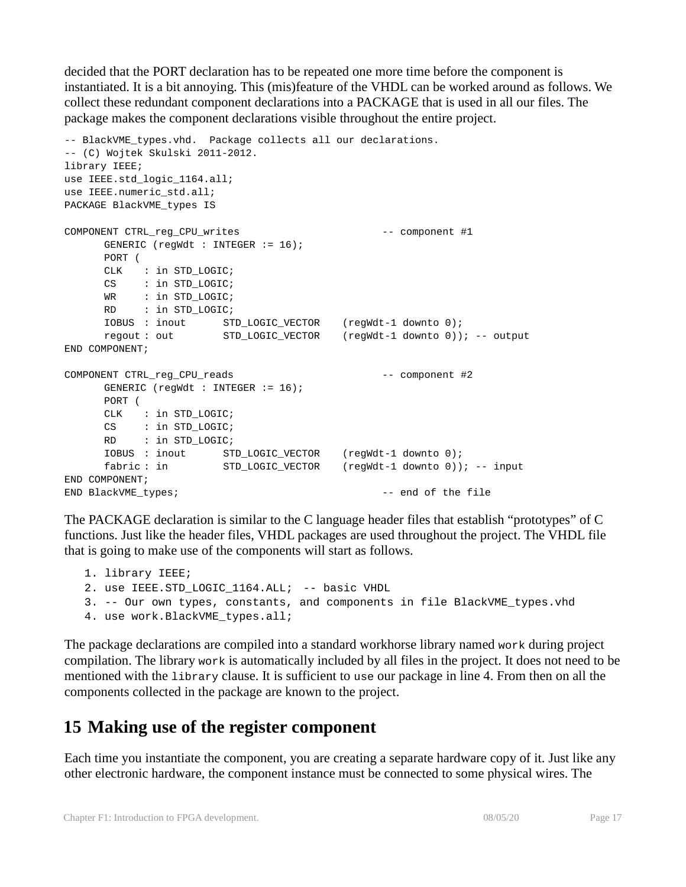decided that the PORT declaration has to be repeated one more time before the component is instantiated. It is a bit annoying. This (mis)feature of the VHDL can be worked around as follows. We collect these redundant component declarations into a PACKAGE that is used in all our files. The package makes the component declarations visible throughout the entire project.

```
-- BlackVME_types.vhd.  Package collects all our declarations.
-- (C) Wojtek Skulski 2011-2012.
library IEEE;
use IEEE.std_logic_1164.all;
use IEEE.numeric_std.all;
PACKAGE BlackVME_types IS

COMPONENT CTRL_reg_CPU_writes                       -- component #1
      GENERIC (regWdt : INTEGER := 16);
      PORT (
      CLK    : in STD_LOGIC;
      CS     : in STD_LOGIC;
      WR     : in STD_LOGIC;
      RD     : in STD_LOGIC;
      IOBUS  : inout      STD_LOGIC_VECTOR    (regWdt-1 downto 0);
      regout : out        STD_LOGIC_VECTOR    (regWdt-1 downto 0)); -- output
END COMPONENT;

COMPONENT CTRL_reg_CPU_reads                        -- component #2
      GENERIC (regWdt : INTEGER := 16);
      PORT (
      CLK    : in STD_LOGIC;
      CS     : in STD_LOGIC;
      RD     : in STD_LOGIC;
      IOBUS  : inout      STD_LOGIC_VECTOR    (regWdt-1 downto 0);
      fabric : in         STD_LOGIC_VECTOR    (regWdt-1 downto 0)); -- input
END COMPONENT;
END BlackVME_types;                                 -- end of the file
```

The PACKAGE declaration is similar to the C language header files that establish "prototypes" of C functions. Just like the header files, VHDL packages are used throughout the project. The VHDL file that is going to make use of the components will start as follows.

```
1. library IEEE;
2. use IEEE.STD_LOGIC_1164.ALL;  -- basic VHDL
3. -- Our own types, constants, and components in file BlackVME_types.vhd
4. use work.BlackVME_types.all;
```

The package declarations are compiled into a standard workhorse library named `work` during project compilation. The library `work` is automatically included by all files in the project. It does not need to be mentioned with the `library` clause. It is sufficient to `use` our package in line 4. From then on all the components collected in the package are known to the project.

## 15 Making use of the register component

Each time you instantiate the component, you are creating a separate hardware copy of it. Just like any other electronic hardware, the component instance must be connected to some physical wires. The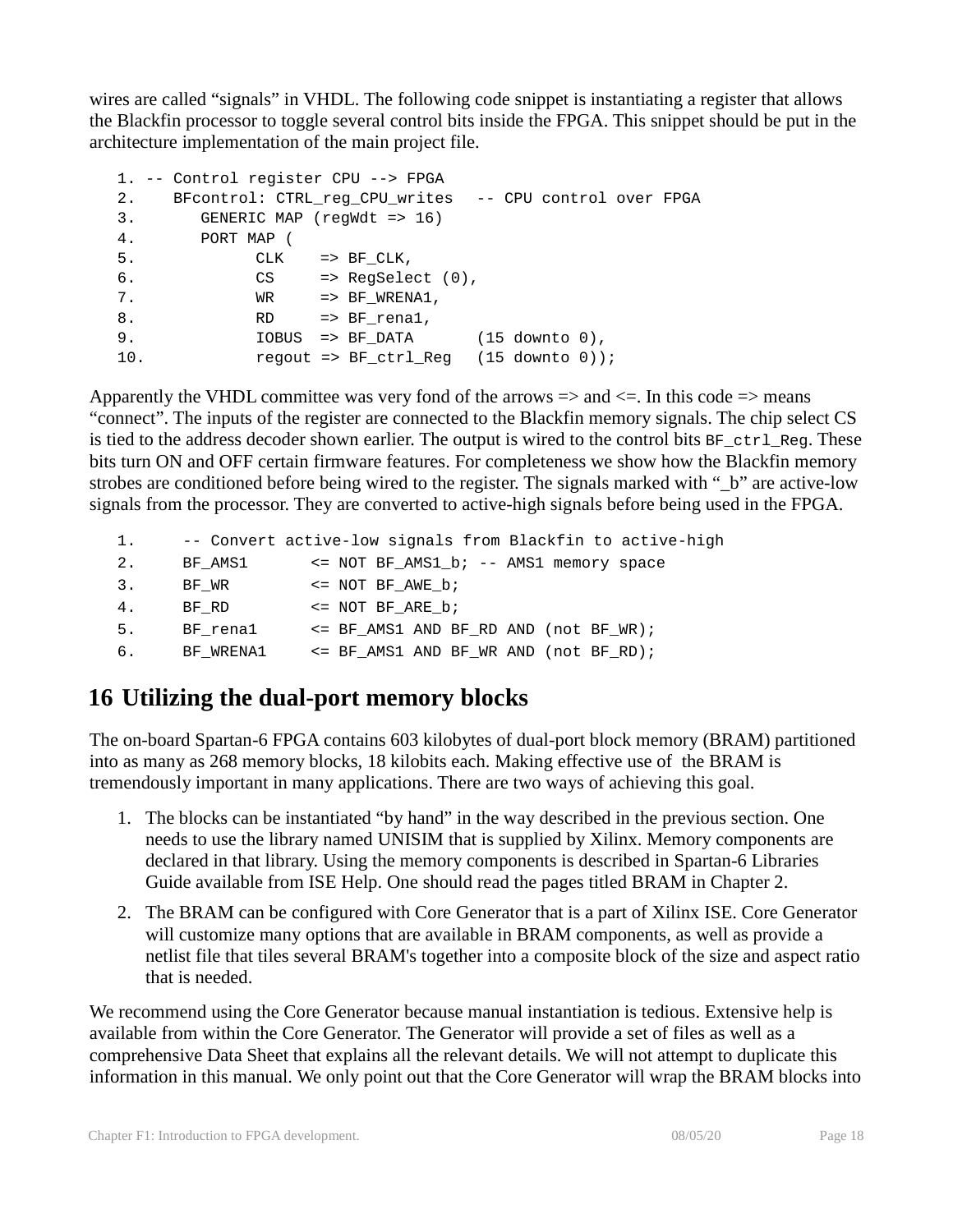wires are called “signals” in VHDL. The following code snippet is instantiating a register that allows the Blackfin processor to toggle several control bits inside the FPGA. This snippet should be put in the architecture implementation of the main project file.

```
1. -- Control register CPU --> FPGA
2.    BFcontrol: CTRL_reg_CPU_writes  -- CPU control over FPGA
3.       GENERIC MAP (regWdt => 16)
4.       PORT MAP (
5.             CLK    => BF_CLK,
6.             CS     => RegSelect (0),
7.             WR     => BF_WRENA1,
8.             RD     => BF_rena1,
9.             IOBUS  => BF_DATA      (15 downto 0),
10.            regout => BF_ctrl_Reg  (15 downto 0));
```

Apparently the VHDL committee was very fond of the arrows => and <=. In this code => means “connect”. The inputs of the register are connected to the Blackfin memory signals. The chip select CS is tied to the address decoder shown earlier. The output is wired to the control bits `BF_ctrl_Reg`. These bits turn ON and OFF certain firmware features. For completeness we show how the Blackfin memory strobes are conditioned before being wired to the register. The signals marked with “_b” are active-low signals from the processor. They are converted to active-high signals before being used in the FPGA.

```
1.     -- Convert active-low signals from Blackfin to active-high
2.     BF_AMS1       <= NOT BF_AMS1_b; -- AMS1 memory space
3.     BF_WR         <= NOT BF_AWE_b;
4.     BF_RD         <= NOT BF_ARE_b;
5.     BF_rena1      <= BF_AMS1 AND BF_RD AND (not BF_WR);
6.     BF_WRENA1     <= BF_AMS1 AND BF_WR AND (not BF_RD);
```

# 16 Utilizing the dual-port memory blocks

The on-board Spartan-6 FPGA contains 603 kilobytes of dual-port block memory (BRAM) partitioned into as many as 268 memory blocks, 18 kilobits each. Making effective use of the BRAM is tremendously important in many applications. There are two ways of achieving this goal.

1. The blocks can be instantiated “by hand” in the way described in the previous section. One needs to use the library named UNISIM that is supplied by Xilinx. Memory components are declared in that library. Using the memory components is described in Spartan-6 Libraries Guide available from ISE Help. One should read the pages titled BRAM in Chapter 2.
2. The BRAM can be configured with Core Generator that is a part of Xilinx ISE. Core Generator will customize many options that are available in BRAM components, as well as provide a netlist file that tiles several BRAM's together into a composite block of the size and aspect ratio that is needed.

We recommend using the Core Generator because manual instantiation is tedious. Extensive help is available from within the Core Generator. The Generator will provide a set of files as well as a comprehensive Data Sheet that explains all the relevant details. We will not attempt to duplicate this information in this manual. We only point out that the Core Generator will wrap the BRAM blocks into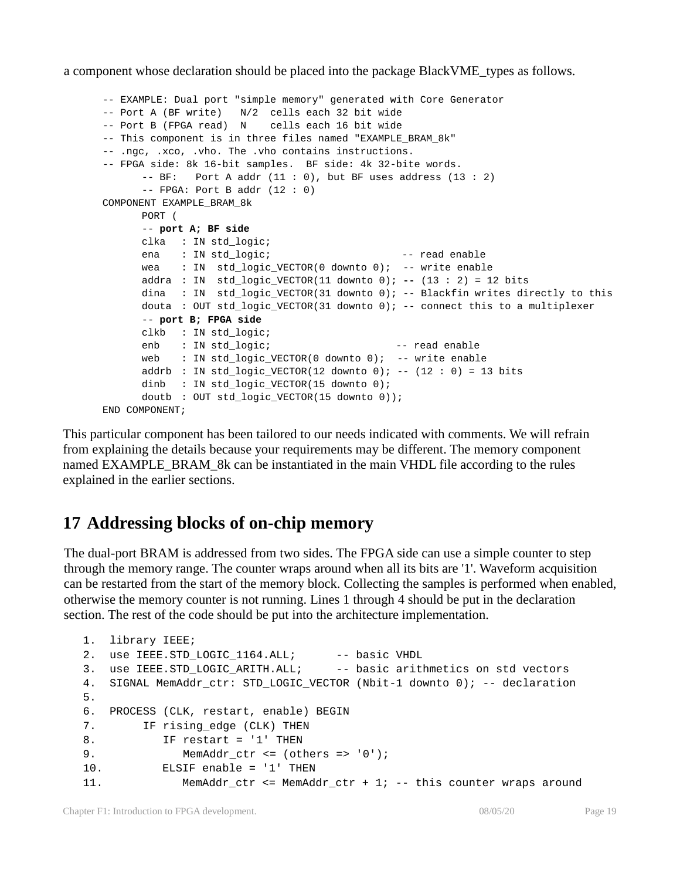a component whose declaration should be placed into the package BlackVME_types as follows.

```
-- EXAMPLE: Dual port "simple memory" generated with Core Generator
-- Port A (BF write)   N/2  cells each 32 bit wide
-- Port B (FPGA read)  N    cells each 16 bit wide
-- This component is in three files named "EXAMPLE_BRAM_8k"
-- .ngc, .xco, .vho. The .vho contains instructions.
-- FPGA side: 8k 16-bit samples.  BF side: 4k 32-bite words.
      -- BF:   Port A addr (11 : 0), but BF uses address (13 : 2)
      -- FPGA: Port B addr (12 : 0)
COMPONENT EXAMPLE_BRAM_8k
      PORT (
      -- port A; BF side
      clka   : IN std_logic;
      ena    : IN std_logic;                       -- read enable
      wea    : IN  std_logic_VECTOR(0 downto 0);  -- write enable
      addra  : IN  std_logic_VECTOR(11 downto 0); -- (13 : 2) = 12 bits
      dina   : IN  std_logic_VECTOR(31 downto 0); -- Blackfin writes directly to this
      douta  : OUT std_logic_VECTOR(31 downto 0); -- connect this to a multiplexer
      -- port B; FPGA side
      clkb   : IN std_logic;
      enb    : IN std_logic;                     -- read enable
      web    : IN std_logic_VECTOR(0 downto 0);  -- write enable
      addrb  : IN std_logic_VECTOR(12 downto 0); -- (12 : 0) = 13 bits
      dinb   : IN std_logic_VECTOR(15 downto 0);
      doutb  : OUT std_logic_VECTOR(15 downto 0));
END COMPONENT;
```

This particular component has been tailored to our needs indicated with comments. We will refrain from explaining the details because your requirements may be different. The memory component named EXAMPLE_BRAM_8k can be instantiated in the main VHDL file according to the rules explained in the earlier sections.

# 17 Addressing blocks of on-chip memory

The dual-port BRAM is addressed from two sides. The FPGA side can use a simple counter to step through the memory range. The counter wraps around when all its bits are '1'. Waveform acquisition can be restarted from the start of the memory block. Collecting the samples is performed when enabled, otherwise the memory counter is not running. Lines 1 through 4 should be put in the declaration section. The rest of the code should be put into the architecture implementation.

```
1.  library IEEE;
2.  use IEEE.STD_LOGIC_1164.ALL;      -- basic VHDL
3.  use IEEE.STD_LOGIC_ARITH.ALL;     -- basic arithmetics on std vectors
4.  SIGNAL MemAddr_ctr: STD_LOGIC_VECTOR (Nbit-1 downto 0); -- declaration
5.
6.  PROCESS (CLK, restart, enable) BEGIN
7.       IF rising_edge (CLK) THEN
8.          IF restart = '1' THEN
9.             MemAddr_ctr <= (others => '0');
10.         ELSIF enable = '1' THEN
11.            MemAddr_ctr <= MemAddr_ctr + 1; -- this counter wraps around
```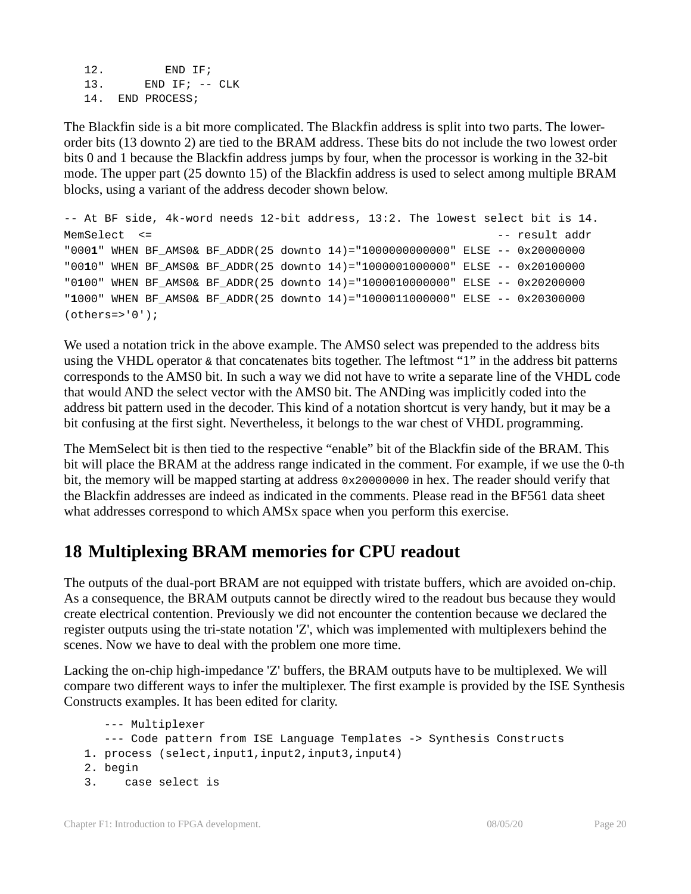```
12.         END IF;
13.      END IF; -- CLK
14.  END PROCESS;
```

The Blackfin side is a bit more complicated. The Blackfin address is split into two parts. The lower-order bits (13 downto 2) are tied to the BRAM address. These bits do not include the two lowest order bits 0 and 1 because the Blackfin address jumps by four, when the processor is working in the 32-bit mode. The upper part (25 downto 15) of the Blackfin address is used to select among multiple BRAM blocks, using a variant of the address decoder shown below.

```
-- At BF side, 4k-word needs 12-bit address, 13:2. The lowest select bit is 14.
MemSelect  <=                                                    -- result addr
"0001" WHEN BF_AMS0& BF_ADDR(25 downto 14)="1000000000000" ELSE -- 0x20000000
"0010" WHEN BF_AMS0& BF_ADDR(25 downto 14)="1000001000000" ELSE -- 0x20100000
"0100" WHEN BF_AMS0& BF_ADDR(25 downto 14)="1000010000000" ELSE -- 0x20200000
"1000" WHEN BF_AMS0& BF_ADDR(25 downto 14)="1000011000000" ELSE -- 0x20300000
(others=>'0');
```

We used a notation trick in the above example. The AMS0 select was prepended to the address bits using the VHDL operator `&` that concatenates bits together. The leftmost "1" in the address bit patterns corresponds to the AMS0 bit. In such a way we did not have to write a separate line of the VHDL code that would AND the select vector with the AMS0 bit. The ANDing was implicitly coded into the address bit pattern used in the decoder. This kind of a notation shortcut is very handy, but it may be a bit confusing at the first sight. Nevertheless, it belongs to the war chest of VHDL programming.

The MemSelect bit is then tied to the respective "enable" bit of the Blackfin side of the BRAM. This bit will place the BRAM at the address range indicated in the comment. For example, if we use the 0-th bit, the memory will be mapped starting at address `0x20000000` in hex. The reader should verify that the Blackfin addresses are indeed as indicated in the comments. Please read in the BF561 data sheet what addresses correspond to which AMSx space when you perform this exercise.

## 18 Multiplexing BRAM memories for CPU readout

The outputs of the dual-port BRAM are not equipped with tristate buffers, which are avoided on-chip. As a consequence, the BRAM outputs cannot be directly wired to the readout bus because they would create electrical contention. Previously we did not encounter the contention because we declared the register outputs using the tri-state notation 'Z', which was implemented with multiplexers behind the scenes. Now we have to deal with the problem one more time.

Lacking the on-chip high-impedance 'Z' buffers, the BRAM outputs have to be multiplexed. We will compare two different ways to infer the multiplexer. The first example is provided by the ISE Synthesis Constructs examples. It has been edited for clarity.

```
   --- Multiplexer
   --- Code pattern from ISE Language Templates -> Synthesis Constructs
1. process (select,input1,input2,input3,input4)
2. begin
3.    case select is
```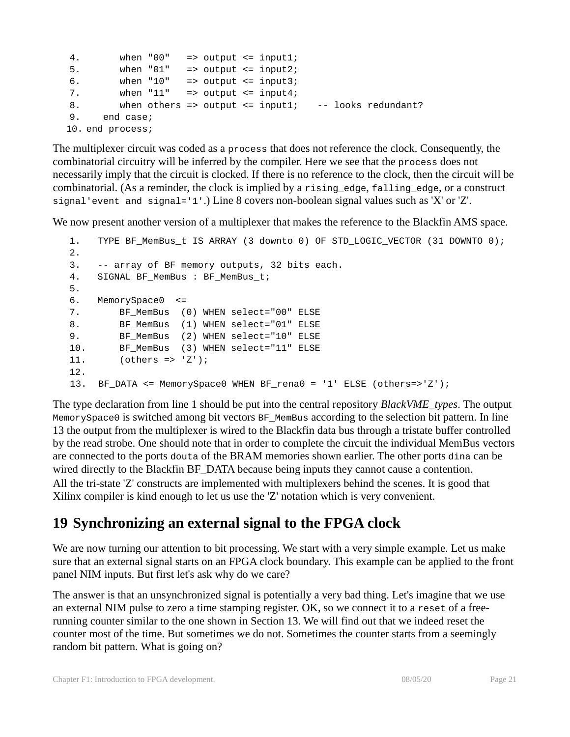```
4.        when "00"   => output <= input1;
5.        when "01"   => output <= input2;
6.        when "10"   => output <= input3;
7.        when "11"   => output <= input4;
8.        when others => output <= input1;   -- looks redundant?
9.     end case;
10. end process;
```

The multiplexer circuit was coded as a `process` that does not reference the clock. Consequently, the combinatorial circuitry will be inferred by the compiler. Here we see that the `process` does not necessarily imply that the circuit is clocked. If there is no reference to the clock, then the circuit will be combinatorial. (As a reminder, the clock is implied by a `rising_edge`, `falling_edge`, or a construct `signal'event and signal='1'`.) Line 8 covers non-boolean signal values such as 'X' or 'Z'.

We now present another version of a multiplexer that makes the reference to the Blackfin AMS space.

```
1.   TYPE BF_MemBus_t IS ARRAY (3 downto 0) OF STD_LOGIC_VECTOR (31 DOWNTO 0);
2.
3.   -- array of BF memory outputs, 32 bits each.
4.   SIGNAL BF_MemBus : BF_MemBus_t;
5.
6.   MemorySpace0  <=
7.        BF_MemBus  (0) WHEN select="00" ELSE
8.        BF_MemBus  (1) WHEN select="01" ELSE
9.        BF_MemBus  (2) WHEN select="10" ELSE
10.       BF_MemBus  (3) WHEN select="11" ELSE
11.       (others => 'Z');
12.
13.  BF_DATA <= MemorySpace0 WHEN BF_rena0 = '1' ELSE (others=>'Z');
```

The type declaration from line 1 should be put into the central repository *BlackVME_types*. The output `MemorySpace0` is switched among bit vectors `BF_MemBus` according to the selection bit pattern. In line 13 the output from the multiplexer is wired to the Blackfin data bus through a tristate buffer controlled by the read strobe. One should note that in order to complete the circuit the individual MemBus vectors are connected to the ports `douta` of the BRAM memories shown earlier. The other ports `dina` can be wired directly to the Blackfin BF_DATA because being inputs they cannot cause a contention.
All the tri-state 'Z' constructs are implemented with multiplexers behind the scenes. It is good that Xilinx compiler is kind enough to let us use the 'Z' notation which is very convenient.

# 19 Synchronizing an external signal to the FPGA clock

We are now turning our attention to bit processing. We start with a very simple example. Let us make sure that an external signal starts on an FPGA clock boundary. This example can be applied to the front panel NIM inputs. But first let's ask why do we care?

The answer is that an unsynchronized signal is potentially a very bad thing. Let's imagine that we use an external NIM pulse to zero a time stamping register. OK, so we connect it to a `reset` of a free-running counter similar to the one shown in Section 13. We will find out that we indeed reset the counter most of the time. But sometimes we do not. Sometimes the counter starts from a seemingly random bit pattern. What is going on?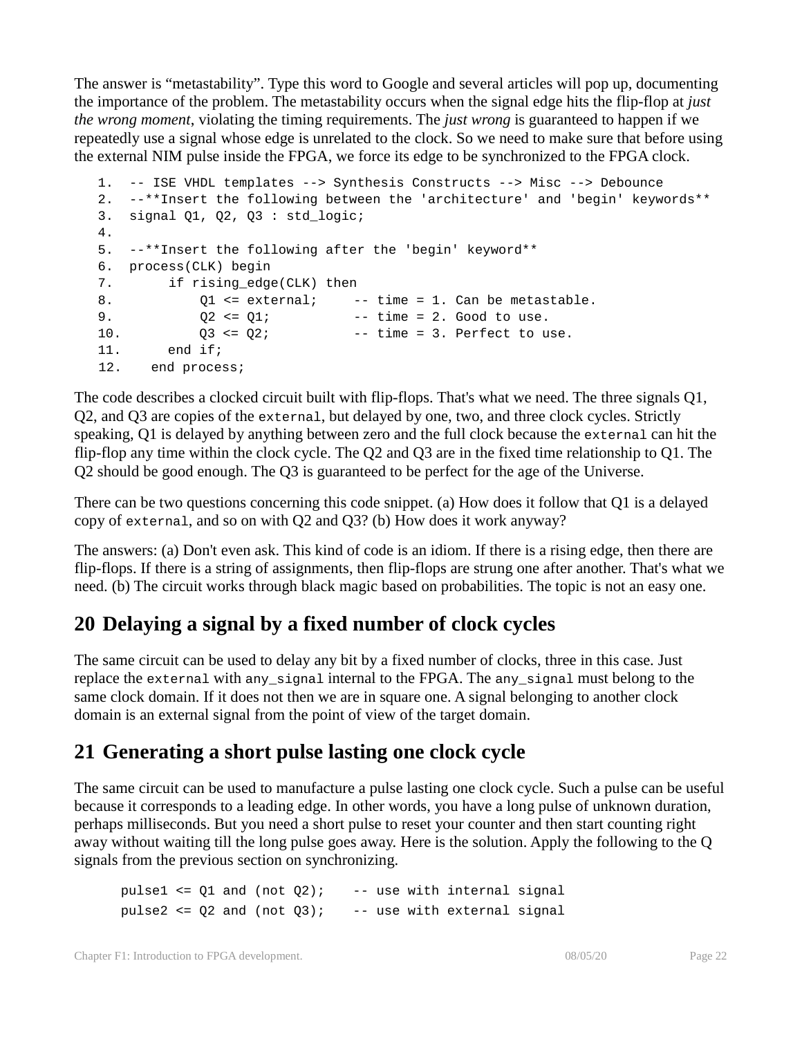The answer is "metastability". Type this word to Google and several articles will pop up, documenting the importance of the problem. The metastability occurs when the signal edge hits the flip-flop at *just the wrong moment*, violating the timing requirements. The *just wrong* is guaranteed to happen if we repeatedly use a signal whose edge is unrelated to the clock. So we need to make sure that before using the external NIM pulse inside the FPGA, we force its edge to be synchronized to the FPGA clock.

```
1.  -- ISE VHDL templates --> Synthesis Constructs --> Misc --> Debounce
2.  --**Insert the following between the 'architecture' and 'begin' keywords**
3.  signal Q1, Q2, Q3 : std_logic;
4.
5.  --**Insert the following after the 'begin' keyword**
6.  process(CLK) begin
7.       if rising_edge(CLK) then
8.           Q1 <= external;     -- time = 1. Can be metastable.
9.           Q2 <= Q1;           -- time = 2. Good to use.
10.          Q3 <= Q2;           -- time = 3. Perfect to use.
11.      end if;
12.   end process;
```

The code describes a clocked circuit built with flip-flops. That's what we need. The three signals Q1, Q2, and Q3 are copies of the `external`, but delayed by one, two, and three clock cycles. Strictly speaking, Q1 is delayed by anything between zero and the full clock because the `external` can hit the flip-flop any time within the clock cycle. The Q2 and Q3 are in the fixed time relationship to Q1. The Q2 should be good enough. The Q3 is guaranteed to be perfect for the age of the Universe.

There can be two questions concerning this code snippet. (a) How does it follow that Q1 is a delayed copy of `external`, and so on with Q2 and Q3? (b) How does it work anyway?

The answers: (a) Don't even ask. This kind of code is an idiom. If there is a rising edge, then there are flip-flops. If there is a string of assignments, then flip-flops are strung one after another. That's what we need. (b) The circuit works through black magic based on probabilities. The topic is not an easy one.

## 20 Delaying a signal by a fixed number of clock cycles

The same circuit can be used to delay any bit by a fixed number of clocks, three in this case. Just replace the `external` with `any_signal` internal to the FPGA. The `any_signal` must belong to the same clock domain. If it does not then we are in square one. A signal belonging to another clock domain is an external signal from the point of view of the target domain.

## 21 Generating a short pulse lasting one clock cycle

The same circuit can be used to manufacture a pulse lasting one clock cycle. Such a pulse can be useful because it corresponds to a leading edge. In other words, you have a long pulse of unknown duration, perhaps milliseconds. But you need a short pulse to reset your counter and then start counting right away without waiting till the long pulse goes away. Here is the solution. Apply the following to the Q signals from the previous section on synchronizing.

```
pulse1 <= Q1 and (not Q2);    -- use with internal signal
pulse2 <= Q2 and (not Q3);    -- use with external signal
```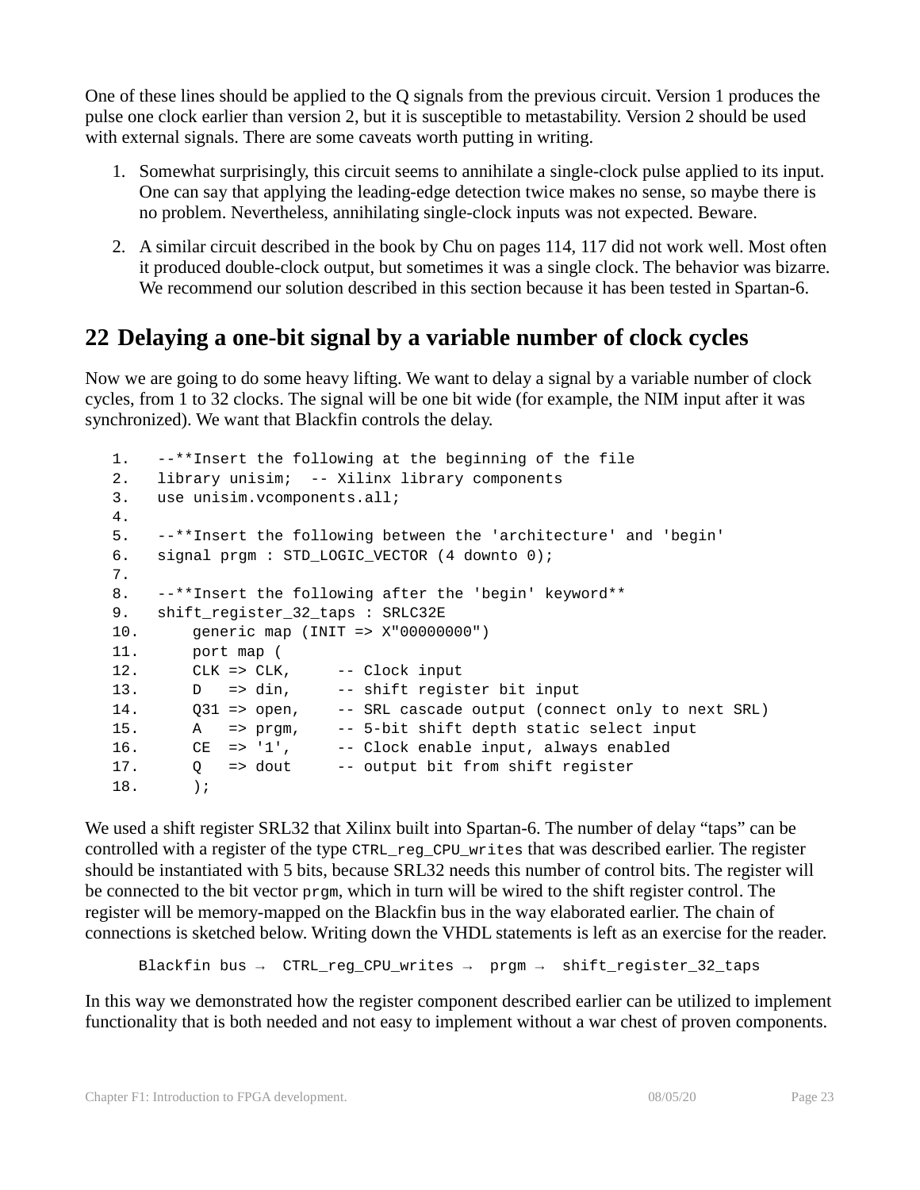One of these lines should be applied to the Q signals from the previous circuit. Version 1 produces the pulse one clock earlier than version 2, but it is susceptible to metastability. Version 2 should be used with external signals. There are some caveats worth putting in writing.

1. Somewhat surprisingly, this circuit seems to annihilate a single-clock pulse applied to its input. One can say that applying the leading-edge detection twice makes no sense, so maybe there is no problem. Nevertheless, annihilating single-clock inputs was not expected. Beware.
2. A similar circuit described in the book by Chu on pages 114, 117 did not work well. Most often it produced double-clock output, but sometimes it was a single clock. The behavior was bizarre. We recommend our solution described in this section because it has been tested in Spartan-6.

## 22 Delaying a one-bit signal by a variable number of clock cycles

Now we are going to do some heavy lifting. We want to delay a signal by a variable number of clock cycles, from 1 to 32 clocks. The signal will be one bit wide (for example, the NIM input after it was synchronized). We want that Blackfin controls the delay.

```
1.   --**Insert the following at the beginning of the file
2.   library unisim;  -- Xilinx library components
3.   use unisim.vcomponents.all;
4.
5.   --**Insert the following between the 'architecture' and 'begin'
6.   signal prgm : STD_LOGIC_VECTOR (4 downto 0);
7.
8.   --**Insert the following after the 'begin' keyword**
9.   shift_register_32_taps : SRLC32E
10.      generic map (INIT => X"00000000")
11.      port map (
12.      CLK => CLK,     -- Clock input
13.      D   => din,     -- shift register bit input
14.      Q31 => open,    -- SRL cascade output (connect only to next SRL)
15.      A   => prgm,    -- 5-bit shift depth static select input
16.      CE  => '1',     -- Clock enable input, always enabled
17.      Q   => dout     -- output bit from shift register
18.      );
```

We used a shift register SRL32 that Xilinx built into Spartan-6. The number of delay "taps" can be controlled with a register of the type `CTRL_reg_CPU_writes` that was described earlier. The register should be instantiated with 5 bits, because SRL32 needs this number of control bits. The register will be connected to the bit vector `prgm`, which in turn will be wired to the shift register control. The register will be memory-mapped on the Blackfin bus in the way elaborated earlier. The chain of connections is sketched below. Writing down the VHDL statements is left as an exercise for the reader.

```
Blackfin bus →  CTRL_reg_CPU_writes →  prgm →  shift_register_32_taps
```

In this way we demonstrated how the register component described earlier can be utilized to implement functionality that is both needed and not easy to implement without a war chest of proven components.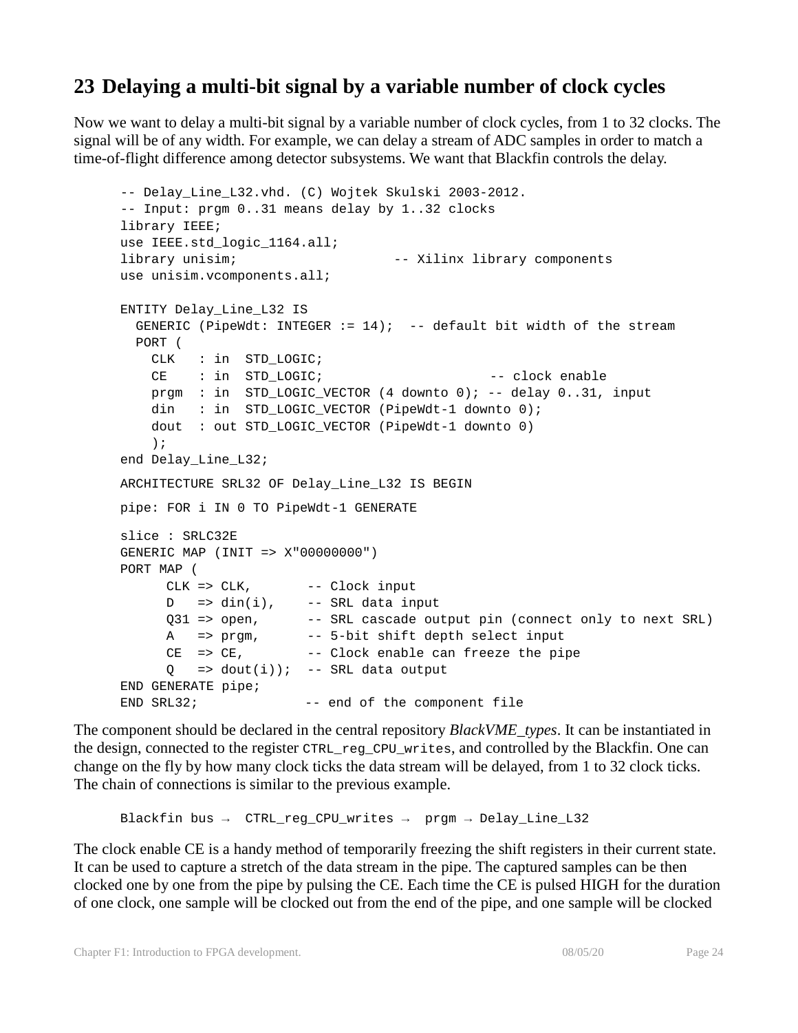## 23 Delaying a multi-bit signal by a variable number of clock cycles

Now we want to delay a multi-bit signal by a variable number of clock cycles, from 1 to 32 clocks. The signal will be of any width. For example, we can delay a stream of ADC samples in order to match a time-of-flight difference among detector subsystems. We want that Blackfin controls the delay.

```
-- Delay_Line_L32.vhd. (C) Wojtek Skulski 2003-2012.
-- Input: prgm 0..31 means delay by 1..32 clocks
library IEEE;
use IEEE.std_logic_1164.all;
library unisim;                    -- Xilinx library components
use unisim.vcomponents.all;

ENTITY Delay_Line_L32 IS
  GENERIC (PipeWdt: INTEGER := 14);  -- default bit width of the stream
  PORT (
    CLK   : in  STD_LOGIC;
    CE    : in  STD_LOGIC;                     -- clock enable
    prgm  : in  STD_LOGIC_VECTOR (4 downto 0); -- delay 0..31, input
    din   : in  STD_LOGIC_VECTOR (PipeWdt-1 downto 0);
    dout  : out STD_LOGIC_VECTOR (PipeWdt-1 downto 0)
    );
end Delay_Line_L32;

ARCHITECTURE SRL32 OF Delay_Line_L32 IS BEGIN

pipe: FOR i IN 0 TO PipeWdt-1 GENERATE

slice : SRLC32E
GENERIC MAP (INIT => X"00000000")
PORT MAP (
      CLK => CLK,       -- Clock input
      D   => din(i),    -- SRL data input
      Q31 => open,      -- SRL cascade output pin (connect only to next SRL)
      A   => prgm,      -- 5-bit shift depth select input
      CE  => CE,        -- Clock enable can freeze the pipe
      Q   => dout(i));  -- SRL data output
END GENERATE pipe;
END SRL32;              -- end of the component file
```

The component should be declared in the central repository *BlackVME_types*. It can be instantiated in the design, connected to the register `CTRL_reg_CPU_writes`, and controlled by the Blackfin. One can change on the fly by how many clock ticks the data stream will be delayed, from 1 to 32 clock ticks. The chain of connections is similar to the previous example.

```
Blackfin bus →  CTRL_reg_CPU_writes →  prgm → Delay_Line_L32
```

The clock enable CE is a handy method of temporarily freezing the shift registers in their current state. It can be used to capture a stretch of the data stream in the pipe. The captured samples can be then clocked one by one from the pipe by pulsing the CE. Each time the CE is pulsed HIGH for the duration of one clock, one sample will be clocked out from the end of the pipe, and one sample will be clocked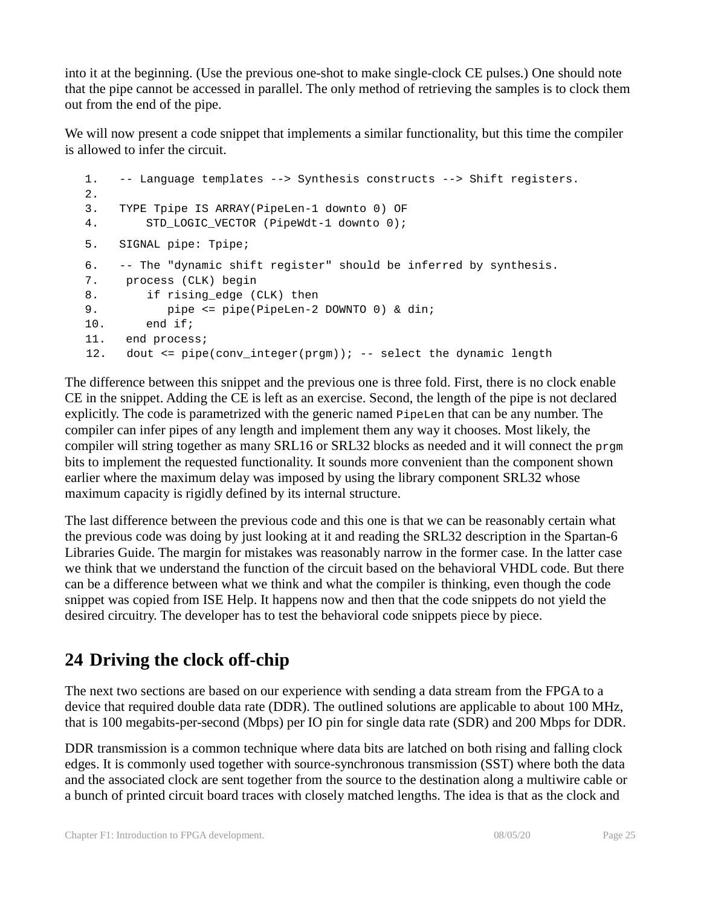into it at the beginning. (Use the previous one-shot to make single-clock CE pulses.) One should note that the pipe cannot be accessed in parallel. The only method of retrieving the samples is to clock them out from the end of the pipe.

We will now present a code snippet that implements a similar functionality, but this time the compiler is allowed to infer the circuit.

```
1.   -- Language templates --> Synthesis constructs --> Shift registers.
2.
3.   TYPE Tpipe IS ARRAY(PipeLen-1 downto 0) OF
4.       STD_LOGIC_VECTOR (PipeWdt-1 downto 0);
5.   SIGNAL pipe: Tpipe;
6.   -- The "dynamic shift register" should be inferred by synthesis.
7.    process (CLK) begin
8.       if rising_edge (CLK) then
9.          pipe <= pipe(PipeLen-2 DOWNTO 0) & din;
10.      end if;
11.   end process;
12.   dout <= pipe(conv_integer(prgm)); -- select the dynamic length
```

The difference between this snippet and the previous one is three fold. First, there is no clock enable CE in the snippet. Adding the CE is left as an exercise. Second, the length of the pipe is not declared explicitly. The code is parametrized with the generic named `PipeLen` that can be any number. The compiler can infer pipes of any length and implement them any way it chooses. Most likely, the compiler will string together as many SRL16 or SRL32 blocks as needed and it will connect the `prgm` bits to implement the requested functionality. It sounds more convenient than the component shown earlier where the maximum delay was imposed by using the library component SRL32 whose maximum capacity is rigidly defined by its internal structure.

The last difference between the previous code and this one is that we can be reasonably certain what the previous code was doing by just looking at it and reading the SRL32 description in the Spartan-6 Libraries Guide. The margin for mistakes was reasonably narrow in the former case. In the latter case we think that we understand the function of the circuit based on the behavioral VHDL code. But there can be a difference between what we think and what the compiler is thinking, even though the code snippet was copied from ISE Help. It happens now and then that the code snippets do not yield the desired circuitry. The developer has to test the behavioral code snippets piece by piece.

# 24 Driving the clock off-chip

The next two sections are based on our experience with sending a data stream from the FPGA to a device that required double data rate (DDR). The outlined solutions are applicable to about 100 MHz, that is 100 megabits-per-second (Mbps) per IO pin for single data rate (SDR) and 200 Mbps for DDR.

DDR transmission is a common technique where data bits are latched on both rising and falling clock edges. It is commonly used together with source-synchronous transmission (SST) where both the data and the associated clock are sent together from the source to the destination along a multiwire cable or a bunch of printed circuit board traces with closely matched lengths. The idea is that as the clock and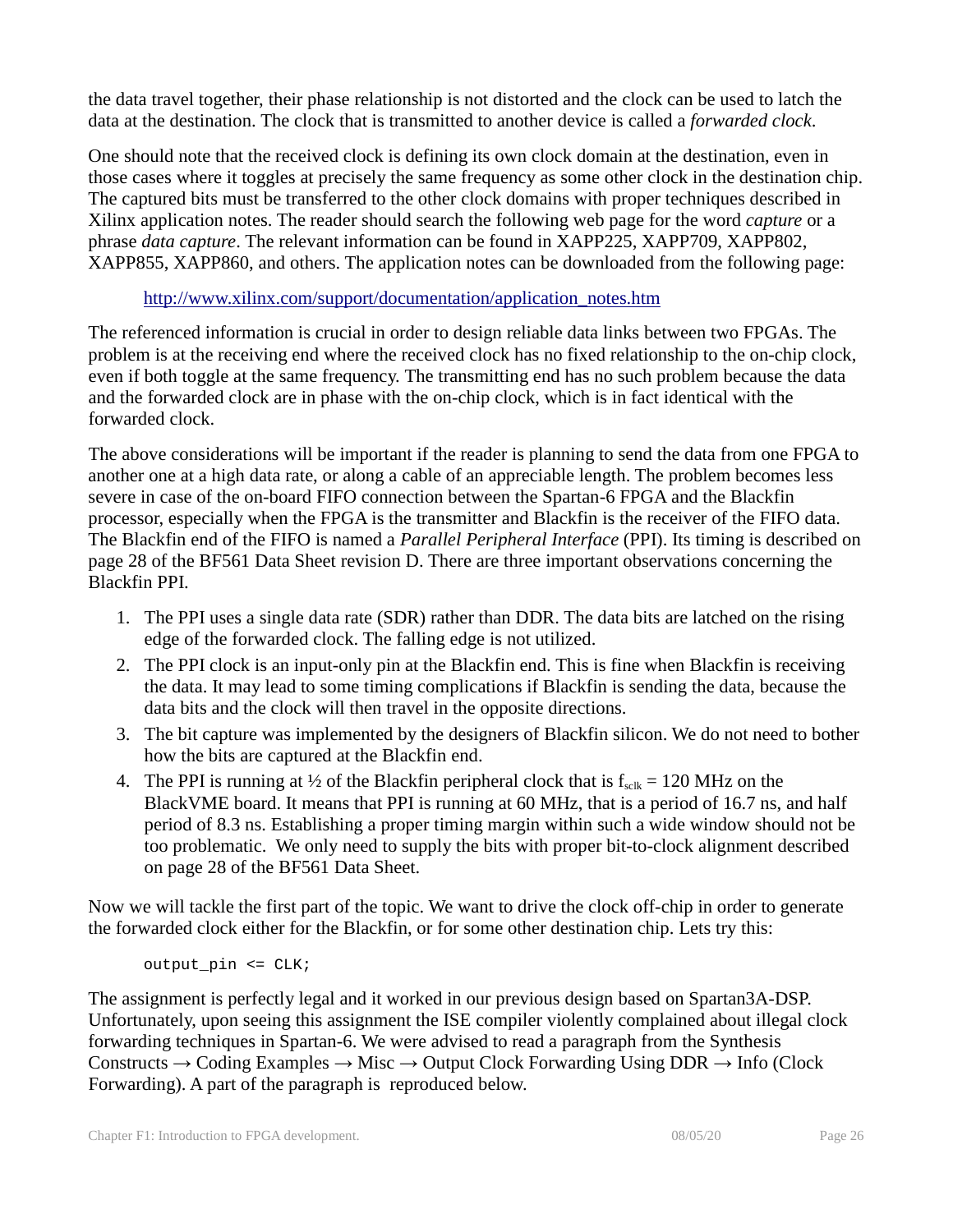the data travel together, their phase relationship is not distorted and the clock can be used to latch the data at the destination. The clock that is transmitted to another device is called a *forwarded clock*.

One should note that the received clock is defining its own clock domain at the destination, even in those cases where it toggles at precisely the same frequency as some other clock in the destination chip. The captured bits must be transferred to the other clock domains with proper techniques described in Xilinx application notes. The reader should search the following web page for the word *capture* or a phrase *data capture*. The relevant information can be found in XAPP225, XAPP709, XAPP802, XAPP855, XAPP860, and others. The application notes can be downloaded from the following page:

> http://www.xilinx.com/support/documentation/application_notes.htm

The referenced information is crucial in order to design reliable data links between two FPGAs. The problem is at the receiving end where the received clock has no fixed relationship to the on-chip clock, even if both toggle at the same frequency. The transmitting end has no such problem because the data and the forwarded clock are in phase with the on-chip clock, which is in fact identical with the forwarded clock.

The above considerations will be important if the reader is planning to send the data from one FPGA to another one at a high data rate, or along a cable of an appreciable length. The problem becomes less severe in case of the on-board FIFO connection between the Spartan-6 FPGA and the Blackfin processor, especially when the FPGA is the transmitter and Blackfin is the receiver of the FIFO data. The Blackfin end of the FIFO is named a *Parallel Peripheral Interface* (PPI). Its timing is described on page 28 of the BF561 Data Sheet revision D. There are three important observations concerning the Blackfin PPI.

1. The PPI uses a single data rate (SDR) rather than DDR. The data bits are latched on the rising edge of the forwarded clock. The falling edge is not utilized.
2. The PPI clock is an input-only pin at the Blackfin end. This is fine when Blackfin is receiving the data. It may lead to some timing complications if Blackfin is sending the data, because the data bits and the clock will then travel in the opposite directions.
3. The bit capture was implemented by the designers of Blackfin silicon. We do not need to bother how the bits are captured at the Blackfin end.
4. The PPI is running at ½ of the Blackfin peripheral clock that is $f_{sclk}$ = 120 MHz on the BlackVME board. It means that PPI is running at 60 MHz, that is a period of 16.7 ns, and half period of 8.3 ns. Establishing a proper timing margin within such a wide window should not be too problematic. We only need to supply the bits with proper bit-to-clock alignment described on page 28 of the BF561 Data Sheet.

Now we will tackle the first part of the topic. We want to drive the clock off-chip in order to generate the forwarded clock either for the Blackfin, or for some other destination chip. Lets try this:

```
output_pin <= CLK;
```

The assignment is perfectly legal and it worked in our previous design based on Spartan3A-DSP. Unfortunately, upon seeing this assignment the ISE compiler violently complained about illegal clock forwarding techniques in Spartan-6. We were advised to read a paragraph from the Synthesis Constructs → Coding Examples → Misc → Output Clock Forwarding Using DDR → Info (Clock Forwarding). A part of the paragraph is reproduced below.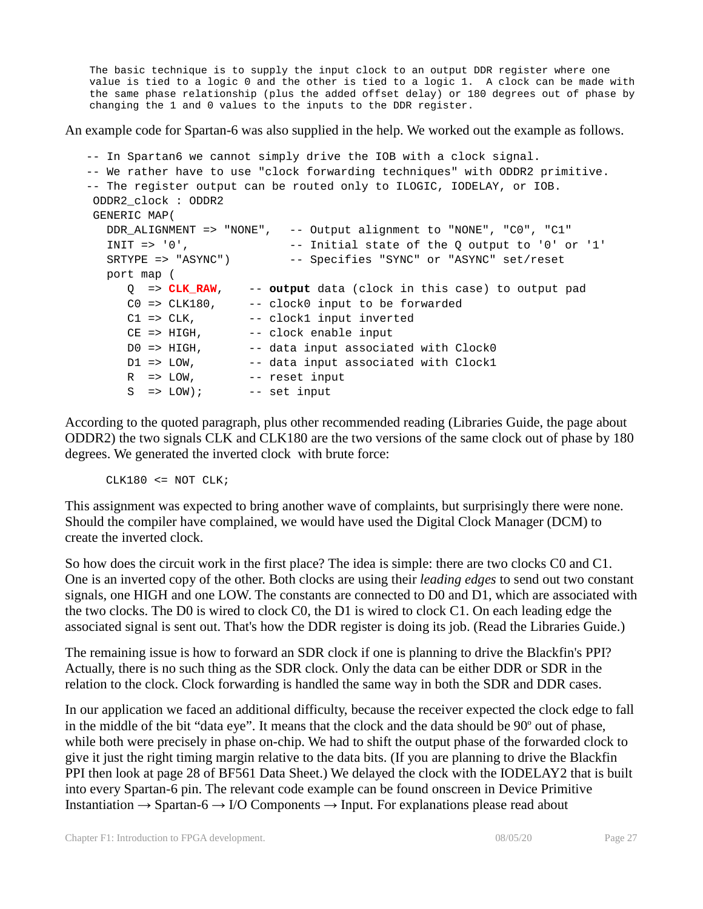```
The basic technique is to supply the input clock to an output DDR register where one
value is tied to a logic 0 and the other is tied to a logic 1.  A clock can be made with
the same phase relationship (plus the added offset delay) or 180 degrees out of phase by
changing the 1 and 0 values to the inputs to the DDR register.
```

An example code for Spartan-6 was also supplied in the help. We worked out the example as follows.

```
-- In Spartan6 we cannot simply drive the IOB with a clock signal.
-- We rather have to use "clock forwarding techniques" with ODDR2 primitive.
-- The register output can be routed only to ILOGIC, IODELAY, or IOB.
 ODDR2_clock : ODDR2
 GENERIC MAP(
   DDR_ALIGNMENT => "NONE",   -- Output alignment to "NONE", "C0", "C1"
   INIT => '0',               -- Initial state of the Q output to '0' or '1'
   SRTYPE => "ASYNC")         -- Specifies "SYNC" or "ASYNC" set/reset
   port map (
      Q  => CLK_RAW,    -- output data (clock in this case) to output pad
      C0 => CLK180,     -- clock0 input to be forwarded
      C1 => CLK,        -- clock1 input inverted
      CE => HIGH,       -- clock enable input
      D0 => HIGH,       -- data input associated with Clock0
      D1 => LOW,        -- data input associated with Clock1
      R  => LOW,        -- reset input
      S  => LOW);       -- set input
```

According to the quoted paragraph, plus other recommended reading (Libraries Guide, the page about ODDR2) the two signals CLK and CLK180 are the two versions of the same clock out of phase by 180 degrees. We generated the inverted clock with brute force:

```
CLK180 <= NOT CLK;
```

This assignment was expected to bring another wave of complaints, but surprisingly there were none. Should the compiler have complained, we would have used the Digital Clock Manager (DCM) to create the inverted clock.

So how does the circuit work in the first place? The idea is simple: there are two clocks C0 and C1. One is an inverted copy of the other. Both clocks are using their *leading edges* to send out two constant signals, one HIGH and one LOW. The constants are connected to D0 and D1, which are associated with the two clocks. The D0 is wired to clock C0, the D1 is wired to clock C1. On each leading edge the associated signal is sent out. That's how the DDR register is doing its job. (Read the Libraries Guide.)

The remaining issue is how to forward an SDR clock if one is planning to drive the Blackfin's PPI? Actually, there is no such thing as the SDR clock. Only the data can be either DDR or SDR in the relation to the clock. Clock forwarding is handled the same way in both the SDR and DDR cases.

In our application we faced an additional difficulty, because the receiver expected the clock edge to fall in the middle of the bit "data eye". It means that the clock and the data should be 90º out of phase, while both were precisely in phase on-chip. We had to shift the output phase of the forwarded clock to give it just the right timing margin relative to the data bits. (If you are planning to drive the Blackfin PPI then look at page 28 of BF561 Data Sheet.) We delayed the clock with the IODELAY2 that is built into every Spartan-6 pin. The relevant code example can be found onscreen in Device Primitive Instantiation → Spartan-6 → I/O Components → Input. For explanations please read about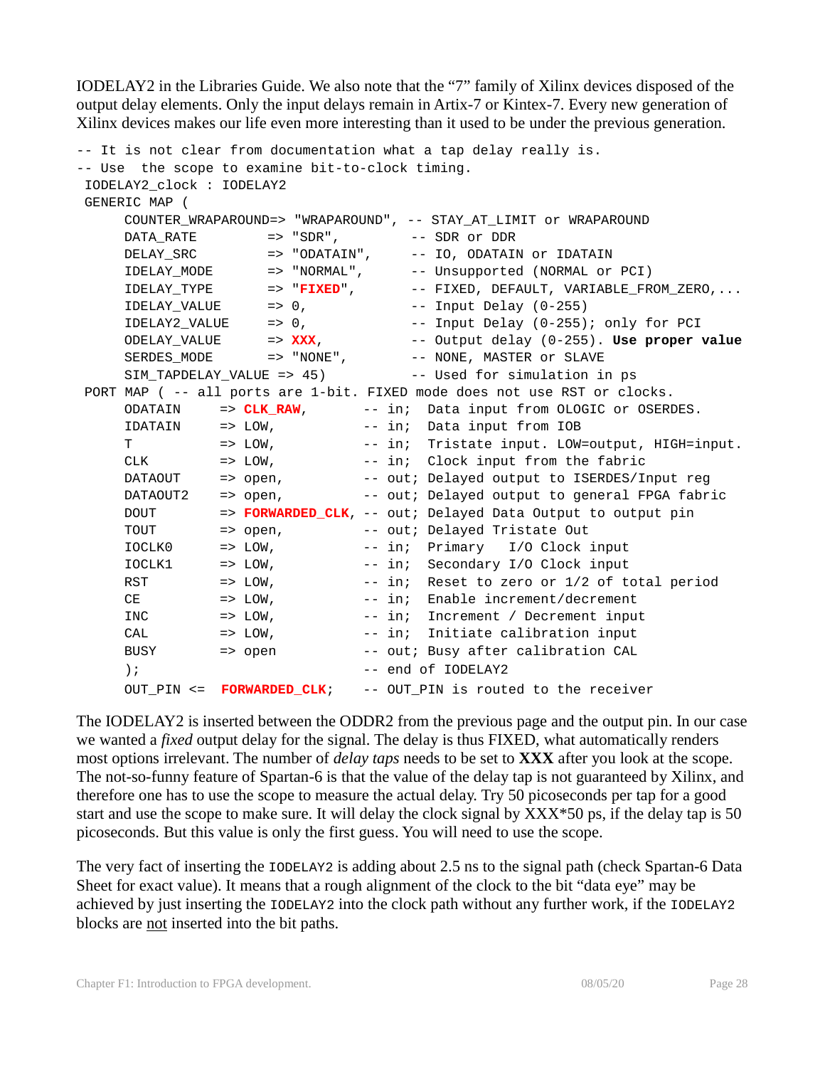IODELAY2 in the Libraries Guide. We also note that the "7" family of Xilinx devices disposed of the output delay elements. Only the input delays remain in Artix-7 or Kintex-7. Every new generation of Xilinx devices makes our life even more interesting than it used to be under the previous generation.

```
-- It is not clear from documentation what a tap delay really is.
-- Use  the scope to examine bit-to-clock timing.
 IODELAY2_clock : IODELAY2
 GENERIC MAP (
      COUNTER_WRAPAROUND=> "WRAPAROUND", -- STAY_AT_LIMIT or WRAPAROUND
      DATA_RATE         => "SDR",         -- SDR or DDR
      DELAY_SRC         => "ODATAIN",     -- IO, ODATAIN or IDATAIN
      IDELAY_MODE       => "NORMAL",      -- Unsupported (NORMAL or PCI)
      IDELAY_TYPE       => "FIXED",       -- FIXED, DEFAULT, VARIABLE_FROM_ZERO,...
      IDELAY_VALUE      => 0,             -- Input Delay (0-255)
      IDELAY2_VALUE     => 0,             -- Input Delay (0-255); only for PCI
      ODELAY_VALUE      => XXX,           -- Output delay (0-255). Use proper value
      SERDES_MODE       => "NONE",        -- NONE, MASTER or SLAVE
      SIM_TAPDELAY_VALUE => 45)           -- Used for simulation in ps
 PORT MAP ( -- all ports are 1-bit. FIXED mode does not use RST or clocks.
      ODATAIN     => CLK_RAW,       -- in;  Data input from OLOGIC or OSERDES.
      IDATAIN     => LOW,           -- in;  Data input from IOB
      T           => LOW,           -- in;  Tristate input. LOW=output, HIGH=input.
      CLK         => LOW,           -- in;  Clock input from the fabric
      DATAOUT     => open,          -- out; Delayed output to ISERDES/Input reg
      DATAOUT2    => open,          -- out; Delayed output to general FPGA fabric
      DOUT        => FORWARDED_CLK, -- out; Delayed Data Output to output pin
      TOUT        => open,          -- out; Delayed Tristate Out
      IOCLK0      => LOW,           -- in;  Primary   I/O Clock input
      IOCLK1      => LOW,           -- in;  Secondary I/O Clock input
      RST         => LOW,           -- in;  Reset to zero or 1/2 of total period
      CE          => LOW,           -- in;  Enable increment/decrement
      INC         => LOW,           -- in;  Increment / Decrement input
      CAL         => LOW,           -- in;  Initiate calibration input
      BUSY        => open           -- out; Busy after calibration CAL
      );                            -- end of IODELAY2
      OUT_PIN <=  FORWARDED_CLK;    -- OUT_PIN is routed to the receiver
```

The IODELAY2 is inserted between the ODDR2 from the previous page and the output pin. In our case we wanted a *fixed* output delay for the signal. The delay is thus FIXED, what automatically renders most options irrelevant. The number of *delay taps* needs to be set to **XXX** after you look at the scope. The not-so-funny feature of Spartan-6 is that the value of the delay tap is not guaranteed by Xilinx, and therefore one has to use the scope to measure the actual delay. Try 50 picoseconds per tap for a good start and use the scope to make sure. It will delay the clock signal by XXX*50 ps, if the delay tap is 50 picoseconds. But this value is only the first guess. You will need to use the scope.

The very fact of inserting the `IODELAY2` is adding about 2.5 ns to the signal path (check Spartan-6 Data Sheet for exact value). It means that a rough alignment of the clock to the bit "data eye" may be achieved by just inserting the `IODELAY2` into the clock path without any further work, if the `IODELAY2` blocks are <u>not</u> inserted into the bit paths.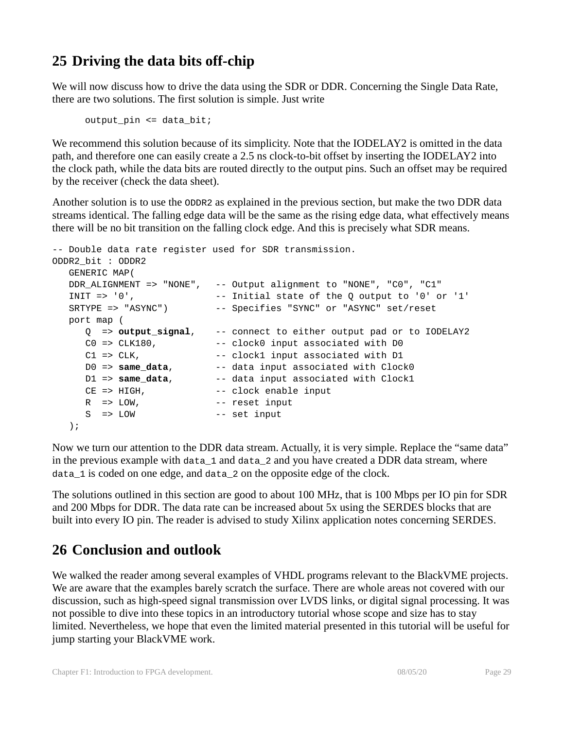# 25 Driving the data bits off-chip

We will now discuss how to drive the data using the SDR or DDR. Concerning the Single Data Rate, there are two solutions. The first solution is simple. Just write

```
output_pin <= data_bit;
```

We recommend this solution because of its simplicity. Note that the IODELAY2 is omitted in the data path, and therefore one can easily create a 2.5 ns clock-to-bit offset by inserting the IODELAY2 into the clock path, while the data bits are routed directly to the output pins. Such an offset may be required by the receiver (check the data sheet).

Another solution is to use the `ODDR2` as explained in the previous section, but make the two DDR data streams identical. The falling edge data will be the same as the rising edge data, what effectively means there will be no bit transition on the falling clock edge. And this is precisely what SDR means.

```
-- Double data rate register used for SDR transmission.
ODDR2_bit : ODDR2
   GENERIC MAP(
   DDR_ALIGNMENT => "NONE",   -- Output alignment to "NONE", "C0", "C1"
   INIT => '0',               -- Initial state of the Q output to '0' or '1'
   SRTYPE => "ASYNC")         -- Specifies "SYNC" or "ASYNC" set/reset
   port map (
      Q  => output_signal,    -- connect to either output pad or to IODELAY2
      C0 => CLK180,           -- clock0 input associated with D0
      C1 => CLK,              -- clock1 input associated with D1
      D0 => same_data,        -- data input associated with Clock0
      D1 => same_data,        -- data input associated with Clock1
      CE => HIGH,             -- clock enable input
      R  => LOW,              -- reset input
      S  => LOW               -- set input
   );
```

Now we turn our attention to the DDR data stream. Actually, it is very simple. Replace the “same data” in the previous example with `data_1` and `data_2` and you have created a DDR data stream, where `data_1` is coded on one edge, and `data_2` on the opposite edge of the clock.

The solutions outlined in this section are good to about 100 MHz, that is 100 Mbps per IO pin for SDR and 200 Mbps for DDR. The data rate can be increased about 5x using the SERDES blocks that are built into every IO pin. The reader is advised to study Xilinx application notes concerning SERDES.

# 26 Conclusion and outlook

We walked the reader among several examples of VHDL programs relevant to the BlackVME projects. We are aware that the examples barely scratch the surface. There are whole areas not covered with our discussion, such as high-speed signal transmission over LVDS links, or digital signal processing. It was not possible to dive into these topics in an introductory tutorial whose scope and size has to stay limited. Nevertheless, we hope that even the limited material presented in this tutorial will be useful for jump starting your BlackVME work.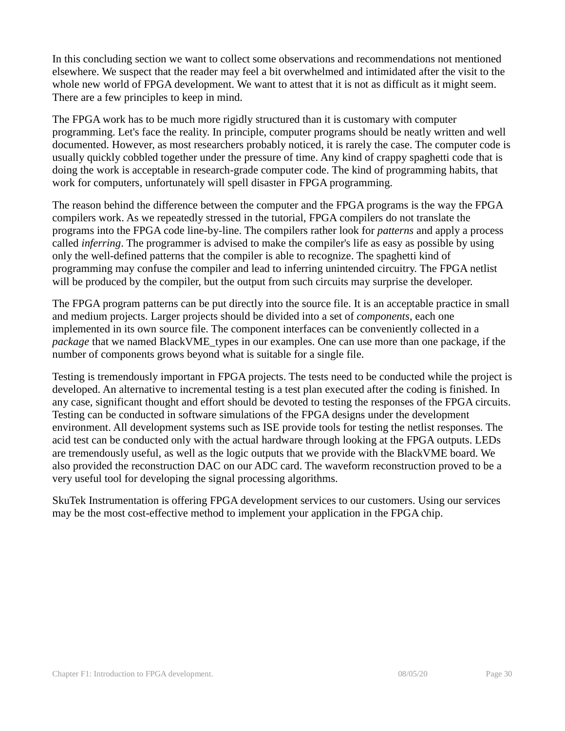In this concluding section we want to collect some observations and recommendations not mentioned elsewhere. We suspect that the reader may feel a bit overwhelmed and intimidated after the visit to the whole new world of FPGA development. We want to attest that it is not as difficult as it might seem. There are a few principles to keep in mind.

The FPGA work has to be much more rigidly structured than it is customary with computer programming. Let's face the reality. In principle, computer programs should be neatly written and well documented. However, as most researchers probably noticed, it is rarely the case. The computer code is usually quickly cobbled together under the pressure of time. Any kind of crappy spaghetti code that is doing the work is acceptable in research-grade computer code. The kind of programming habits, that work for computers, unfortunately will spell disaster in FPGA programming.

The reason behind the difference between the computer and the FPGA programs is the way the FPGA compilers work. As we repeatedly stressed in the tutorial, FPGA compilers do not translate the programs into the FPGA code line-by-line. The compilers rather look for *patterns* and apply a process called *inferring*. The programmer is advised to make the compiler's life as easy as possible by using only the well-defined patterns that the compiler is able to recognize. The spaghetti kind of programming may confuse the compiler and lead to inferring unintended circuitry. The FPGA netlist will be produced by the compiler, but the output from such circuits may surprise the developer.

The FPGA program patterns can be put directly into the source file. It is an acceptable practice in small and medium projects. Larger projects should be divided into a set of *components*, each one implemented in its own source file. The component interfaces can be conveniently collected in a *package* that we named BlackVME_types in our examples. One can use more than one package, if the number of components grows beyond what is suitable for a single file.

Testing is tremendously important in FPGA projects. The tests need to be conducted while the project is developed. An alternative to incremental testing is a test plan executed after the coding is finished. In any case, significant thought and effort should be devoted to testing the responses of the FPGA circuits. Testing can be conducted in software simulations of the FPGA designs under the development environment. All development systems such as ISE provide tools for testing the netlist responses. The acid test can be conducted only with the actual hardware through looking at the FPGA outputs. LEDs are tremendously useful, as well as the logic outputs that we provide with the BlackVME board. We also provided the reconstruction DAC on our ADC card. The waveform reconstruction proved to be a very useful tool for developing the signal processing algorithms.

SkuTek Instrumentation is offering FPGA development services to our customers. Using our services may be the most cost-effective method to implement your application in the FPGA chip.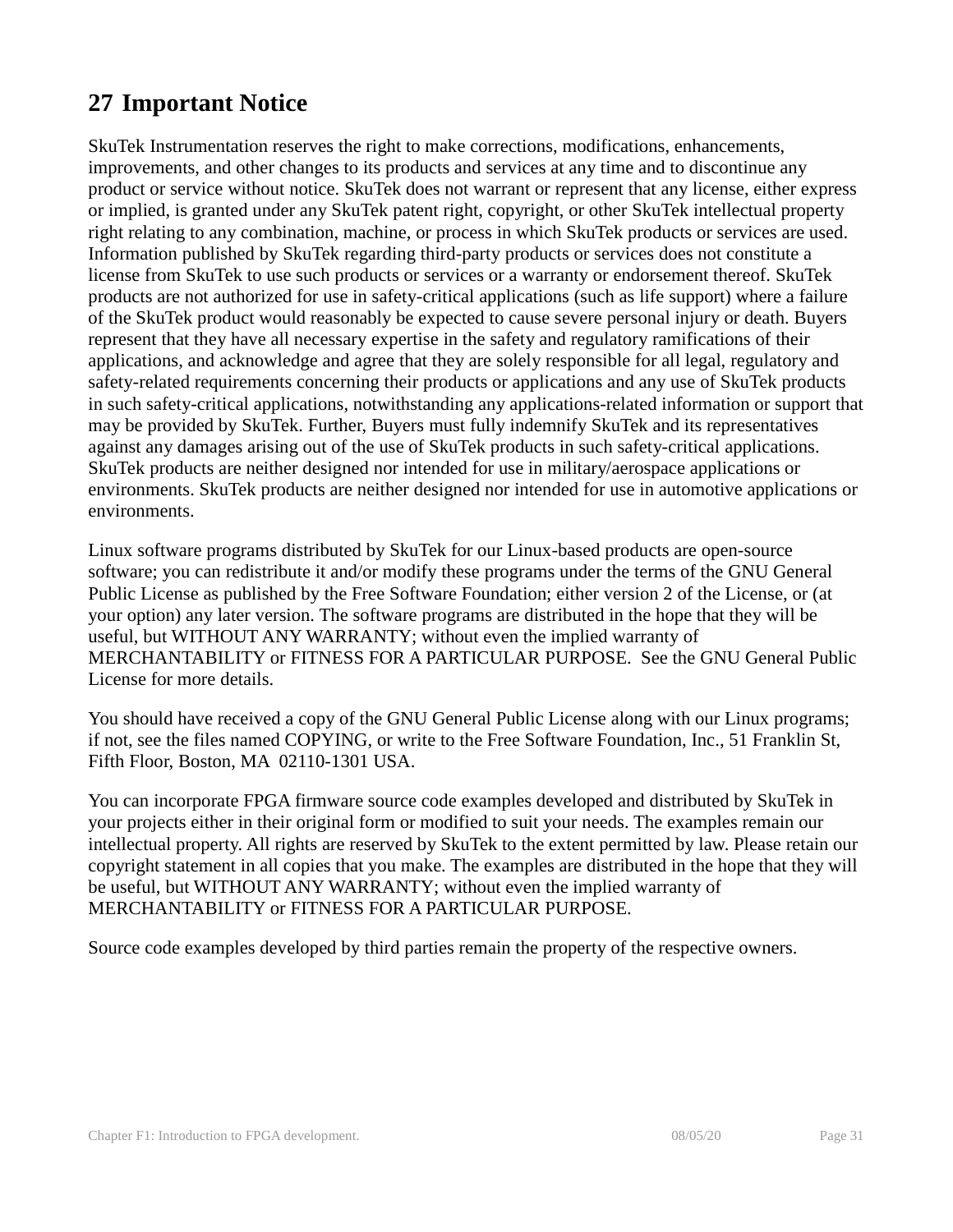# 27 Important Notice

SkuTek Instrumentation reserves the right to make corrections, modifications, enhancements, improvements, and other changes to its products and services at any time and to discontinue any product or service without notice. SkuTek does not warrant or represent that any license, either express or implied, is granted under any SkuTek patent right, copyright, or other SkuTek intellectual property right relating to any combination, machine, or process in which SkuTek products or services are used. Information published by SkuTek regarding third-party products or services does not constitute a license from SkuTek to use such products or services or a warranty or endorsement thereof. SkuTek products are not authorized for use in safety-critical applications (such as life support) where a failure of the SkuTek product would reasonably be expected to cause severe personal injury or death. Buyers represent that they have all necessary expertise in the safety and regulatory ramifications of their applications, and acknowledge and agree that they are solely responsible for all legal, regulatory and safety-related requirements concerning their products or applications and any use of SkuTek products in such safety-critical applications, notwithstanding any applications-related information or support that may be provided by SkuTek. Further, Buyers must fully indemnify SkuTek and its representatives against any damages arising out of the use of SkuTek products in such safety-critical applications. SkuTek products are neither designed nor intended for use in military/aerospace applications or environments. SkuTek products are neither designed nor intended for use in automotive applications or environments.

Linux software programs distributed by SkuTek for our Linux-based products are open-source software; you can redistribute it and/or modify these programs under the terms of the GNU General Public License as published by the Free Software Foundation; either version 2 of the License, or (at your option) any later version. The software programs are distributed in the hope that they will be useful, but WITHOUT ANY WARRANTY; without even the implied warranty of MERCHANTABILITY or FITNESS FOR A PARTICULAR PURPOSE. See the GNU General Public License for more details.

You should have received a copy of the GNU General Public License along with our Linux programs; if not, see the files named COPYING, or write to the Free Software Foundation, Inc., 51 Franklin St, Fifth Floor, Boston, MA 02110-1301 USA.

You can incorporate FPGA firmware source code examples developed and distributed by SkuTek in your projects either in their original form or modified to suit your needs. The examples remain our intellectual property. All rights are reserved by SkuTek to the extent permitted by law. Please retain our copyright statement in all copies that you make. The examples are distributed in the hope that they will be useful, but WITHOUT ANY WARRANTY; without even the implied warranty of MERCHANTABILITY or FITNESS FOR A PARTICULAR PURPOSE.

Source code examples developed by third parties remain the property of the respective owners.